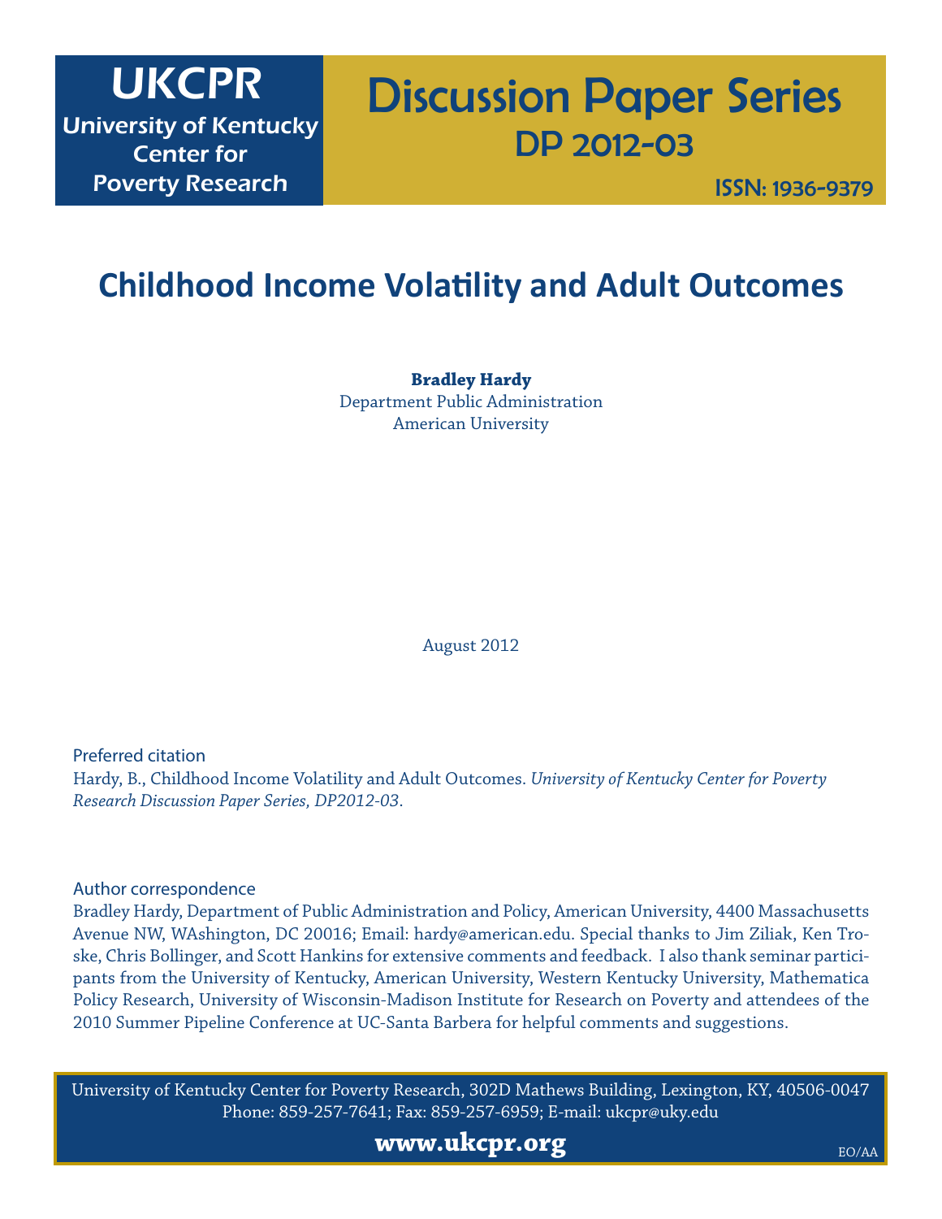# UKCPR

University of Kentucky Center for Poverty Research

# Discussion Paper Series

DP 2012-03

ISSN: 1936-9379

## Childhood Income Volatility and Adult Outcomes

**Bradley Hardy**
Department Public Administration
American University

August 2012

Preferred citation

Hardy, B., Childhood Income Volatility and Adult Outcomes. *University of Kentucky Center for Poverty Research Discussion Paper Series, DP2012-03*.

Author correspondence

Bradley Hardy, Department of Public Administration and Policy, American University, 4400 Massachusetts Avenue NW, WAshington, DC 20016; Email: hardy@american.edu. Special thanks to Jim Ziliak, Ken Troske, Chris Bollinger, and Scott Hankins for extensive comments and feedback. I also thank seminar participants from the University of Kentucky, American University, Western Kentucky University, Mathematica Policy Research, University of Wisconsin-Madison Institute for Research on Poverty and attendees of the 2010 Summer Pipeline Conference at UC-Santa Barbera for helpful comments and suggestions.

University of Kentucky Center for Poverty Research, 302D Mathews Building, Lexington, KY, 40506-0047
Phone: 859-257-7641; Fax: 859-257-6959; E-mail: ukcpr@uky.edu

**www.ukcpr.org**

EO/AA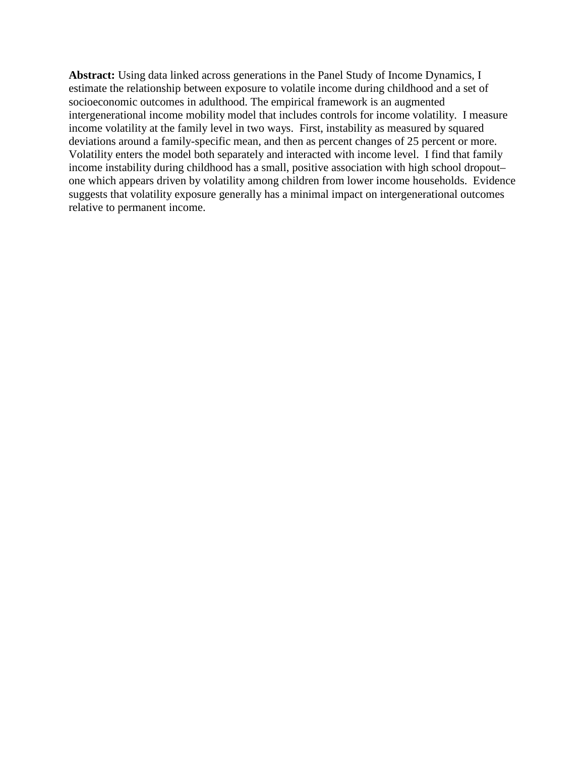**Abstract:** Using data linked across generations in the Panel Study of Income Dynamics, I estimate the relationship between exposure to volatile income during childhood and a set of socioeconomic outcomes in adulthood. The empirical framework is an augmented intergenerational income mobility model that includes controls for income volatility. I measure income volatility at the family level in two ways. First, instability as measured by squared deviations around a family-specific mean, and then as percent changes of 25 percent or more. Volatility enters the model both separately and interacted with income level. I find that family income instability during childhood has a small, positive association with high school dropout– one which appears driven by volatility among children from lower income households. Evidence suggests that volatility exposure generally has a minimal impact on intergenerational outcomes relative to permanent income.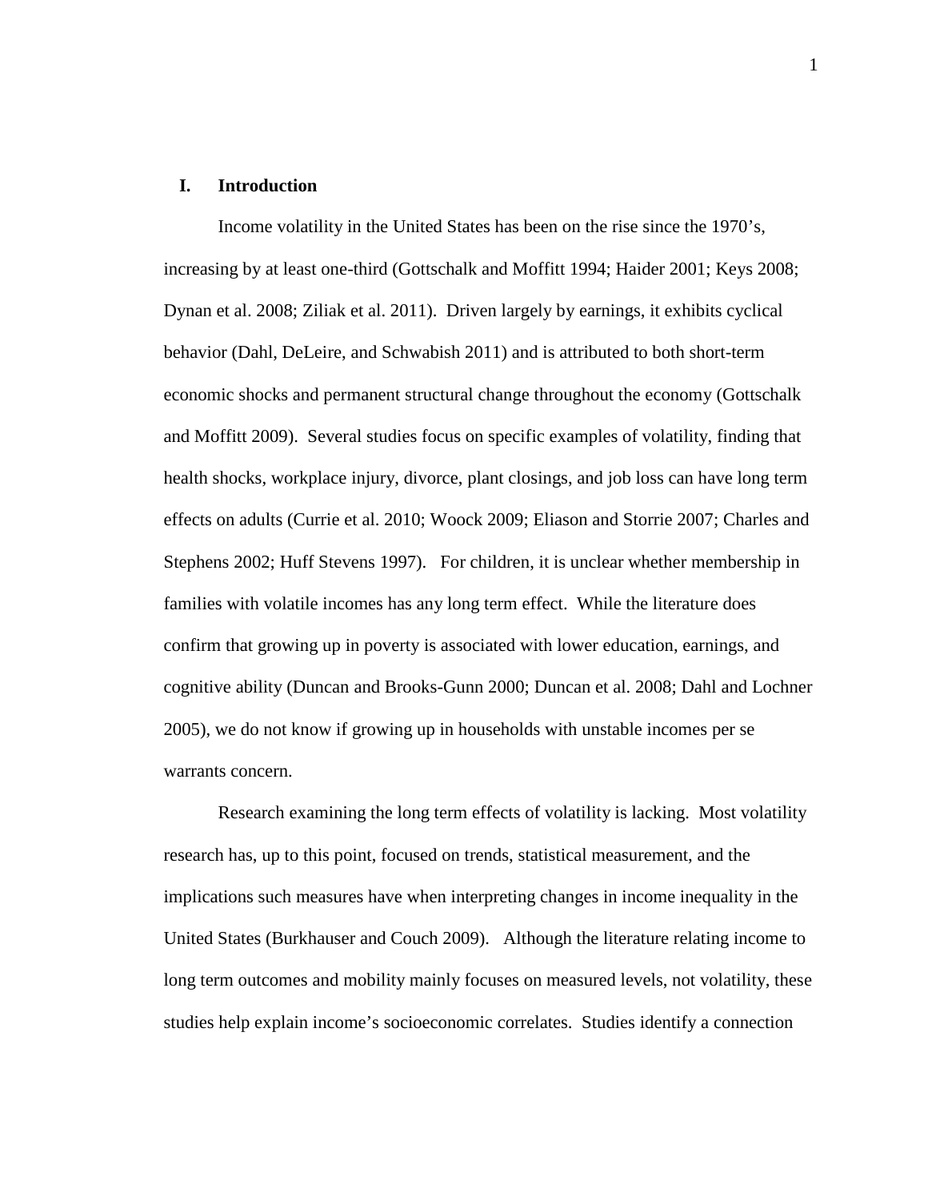## I. Introduction

Income volatility in the United States has been on the rise since the 1970's, increasing by at least one-third (Gottschalk and Moffitt 1994; Haider 2001; Keys 2008; Dynan et al. 2008; Ziliak et al. 2011). Driven largely by earnings, it exhibits cyclical behavior (Dahl, DeLeire, and Schwabish 2011) and is attributed to both short-term economic shocks and permanent structural change throughout the economy (Gottschalk and Moffitt 2009). Several studies focus on specific examples of volatility, finding that health shocks, workplace injury, divorce, plant closings, and job loss can have long term effects on adults (Currie et al. 2010; Woock 2009; Eliason and Storrie 2007; Charles and Stephens 2002; Huff Stevens 1997). For children, it is unclear whether membership in families with volatile incomes has any long term effect. While the literature does confirm that growing up in poverty is associated with lower education, earnings, and cognitive ability (Duncan and Brooks-Gunn 2000; Duncan et al. 2008; Dahl and Lochner 2005), we do not know if growing up in households with unstable incomes per se warrants concern.

Research examining the long term effects of volatility is lacking. Most volatility research has, up to this point, focused on trends, statistical measurement, and the implications such measures have when interpreting changes in income inequality in the United States (Burkhauser and Couch 2009). Although the literature relating income to long term outcomes and mobility mainly focuses on measured levels, not volatility, these studies help explain income's socioeconomic correlates. Studies identify a connection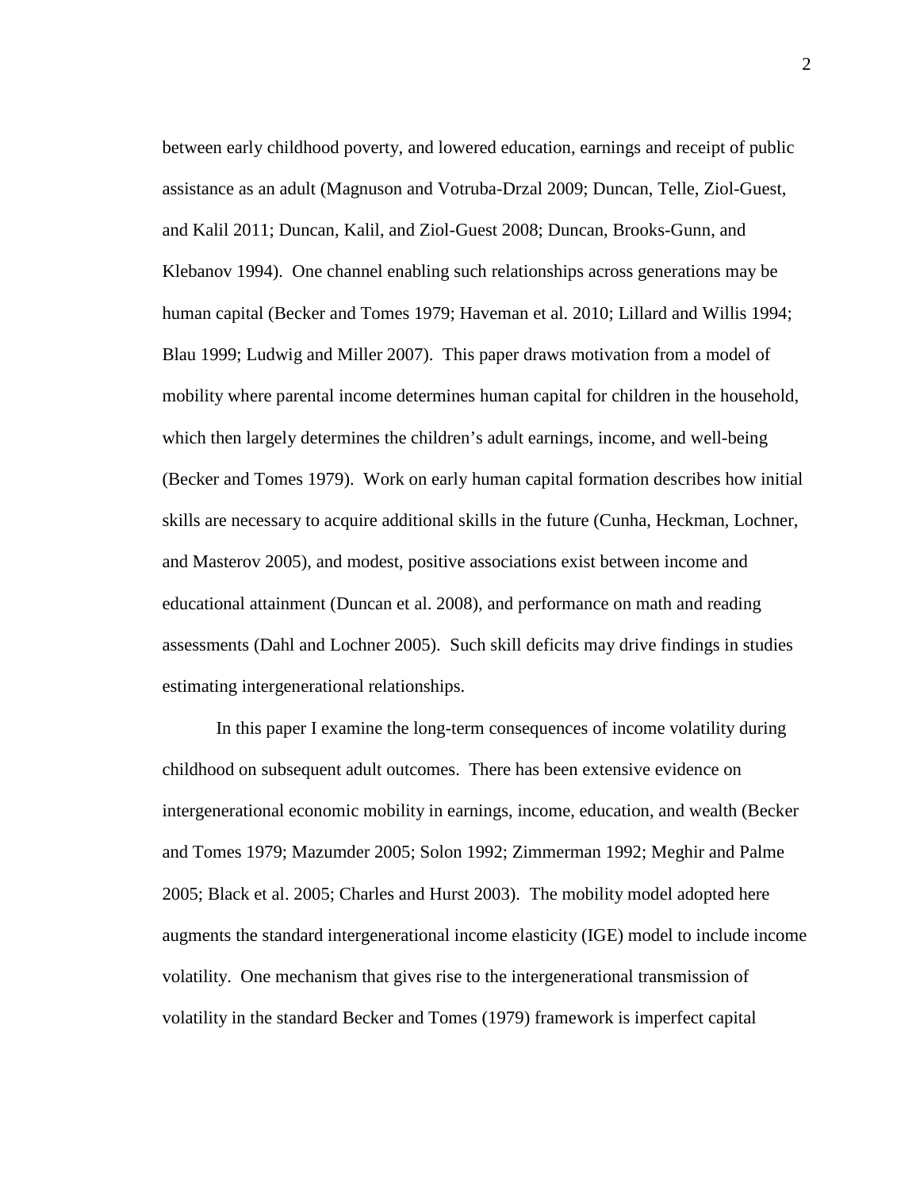between early childhood poverty, and lowered education, earnings and receipt of public assistance as an adult (Magnuson and Votruba-Drzal 2009; Duncan, Telle, Ziol-Guest, and Kalil 2011; Duncan, Kalil, and Ziol-Guest 2008; Duncan, Brooks-Gunn, and Klebanov 1994). One channel enabling such relationships across generations may be human capital (Becker and Tomes 1979; Haveman et al. 2010; Lillard and Willis 1994; Blau 1999; Ludwig and Miller 2007). This paper draws motivation from a model of mobility where parental income determines human capital for children in the household, which then largely determines the children's adult earnings, income, and well-being (Becker and Tomes 1979). Work on early human capital formation describes how initial skills are necessary to acquire additional skills in the future (Cunha, Heckman, Lochner, and Masterov 2005), and modest, positive associations exist between income and educational attainment (Duncan et al. 2008), and performance on math and reading assessments (Dahl and Lochner 2005). Such skill deficits may drive findings in studies estimating intergenerational relationships.

In this paper I examine the long-term consequences of income volatility during childhood on subsequent adult outcomes. There has been extensive evidence on intergenerational economic mobility in earnings, income, education, and wealth (Becker and Tomes 1979; Mazumder 2005; Solon 1992; Zimmerman 1992; Meghir and Palme 2005; Black et al. 2005; Charles and Hurst 2003). The mobility model adopted here augments the standard intergenerational income elasticity (IGE) model to include income volatility. One mechanism that gives rise to the intergenerational transmission of volatility in the standard Becker and Tomes (1979) framework is imperfect capital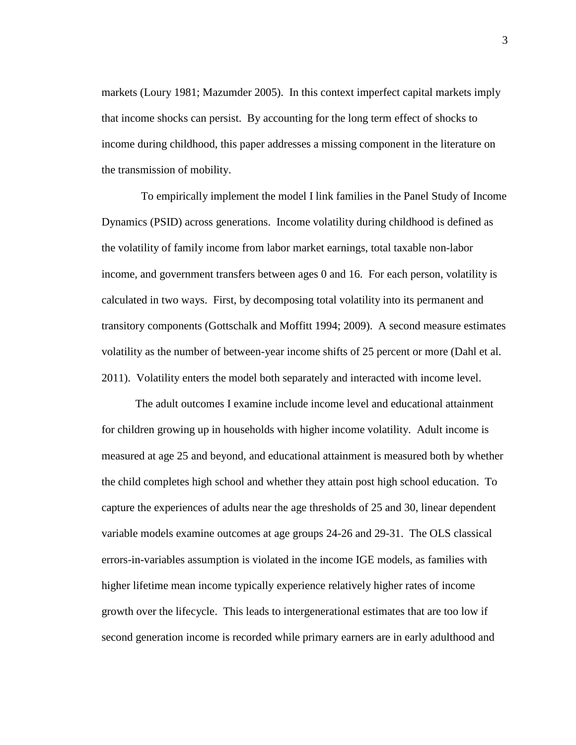markets (Loury 1981; Mazumder 2005). In this context imperfect capital markets imply that income shocks can persist. By accounting for the long term effect of shocks to income during childhood, this paper addresses a missing component in the literature on the transmission of mobility.

To empirically implement the model I link families in the Panel Study of Income Dynamics (PSID) across generations. Income volatility during childhood is defined as the volatility of family income from labor market earnings, total taxable non-labor income, and government transfers between ages 0 and 16. For each person, volatility is calculated in two ways. First, by decomposing total volatility into its permanent and transitory components (Gottschalk and Moffitt 1994; 2009). A second measure estimates volatility as the number of between-year income shifts of 25 percent or more (Dahl et al. 2011). Volatility enters the model both separately and interacted with income level.

The adult outcomes I examine include income level and educational attainment for children growing up in households with higher income volatility. Adult income is measured at age 25 and beyond, and educational attainment is measured both by whether the child completes high school and whether they attain post high school education. To capture the experiences of adults near the age thresholds of 25 and 30, linear dependent variable models examine outcomes at age groups 24-26 and 29-31. The OLS classical errors-in-variables assumption is violated in the income IGE models, as families with higher lifetime mean income typically experience relatively higher rates of income growth over the lifecycle. This leads to intergenerational estimates that are too low if second generation income is recorded while primary earners are in early adulthood and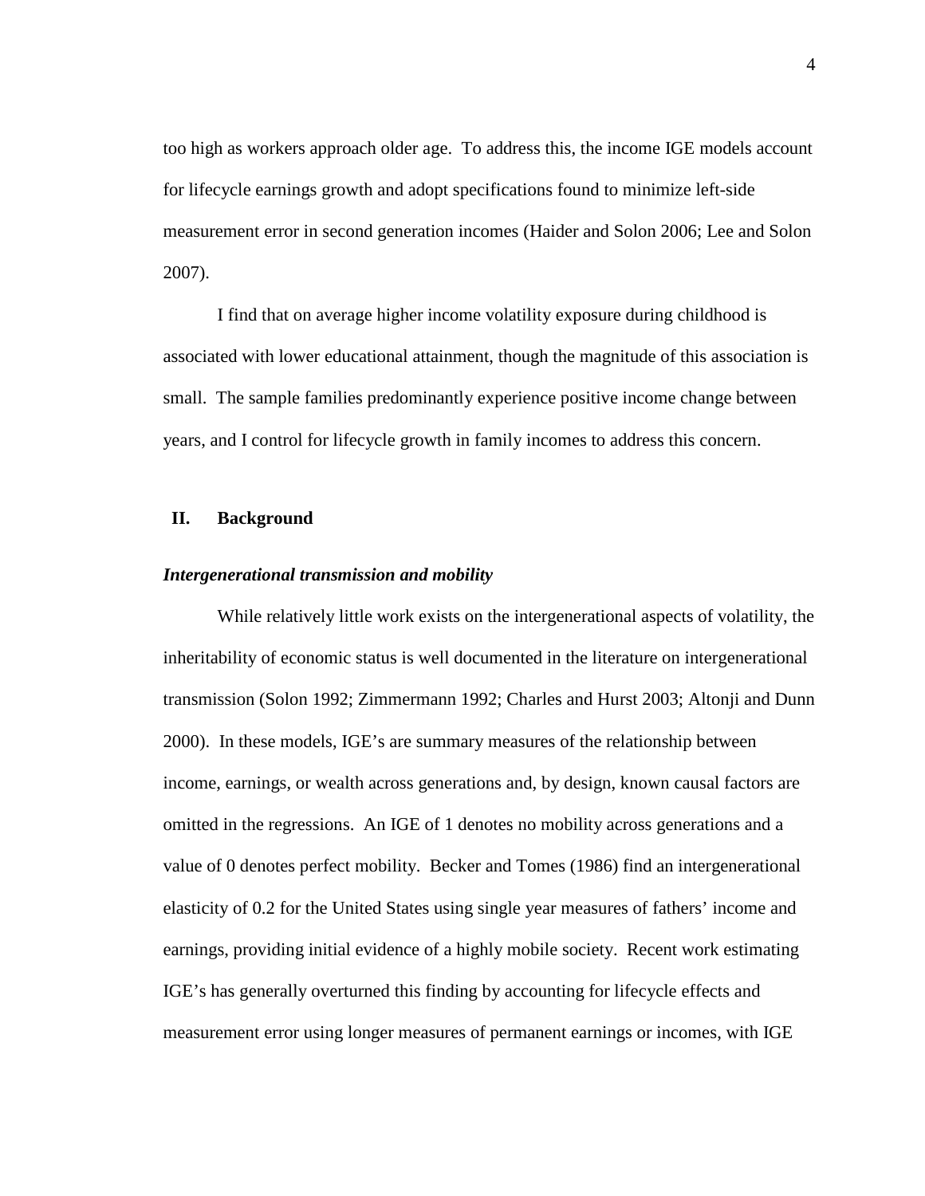too high as workers approach older age. To address this, the income IGE models account for lifecycle earnings growth and adopt specifications found to minimize left-side measurement error in second generation incomes (Haider and Solon 2006; Lee and Solon 2007).

I find that on average higher income volatility exposure during childhood is associated with lower educational attainment, though the magnitude of this association is small. The sample families predominantly experience positive income change between years, and I control for lifecycle growth in family incomes to address this concern.

## II. Background

### *Intergenerational transmission and mobility*

While relatively little work exists on the intergenerational aspects of volatility, the inheritability of economic status is well documented in the literature on intergenerational transmission (Solon 1992; Zimmermann 1992; Charles and Hurst 2003; Altonji and Dunn 2000). In these models, IGE's are summary measures of the relationship between income, earnings, or wealth across generations and, by design, known causal factors are omitted in the regressions. An IGE of 1 denotes no mobility across generations and a value of 0 denotes perfect mobility. Becker and Tomes (1986) find an intergenerational elasticity of 0.2 for the United States using single year measures of fathers' income and earnings, providing initial evidence of a highly mobile society. Recent work estimating IGE's has generally overturned this finding by accounting for lifecycle effects and measurement error using longer measures of permanent earnings or incomes, with IGE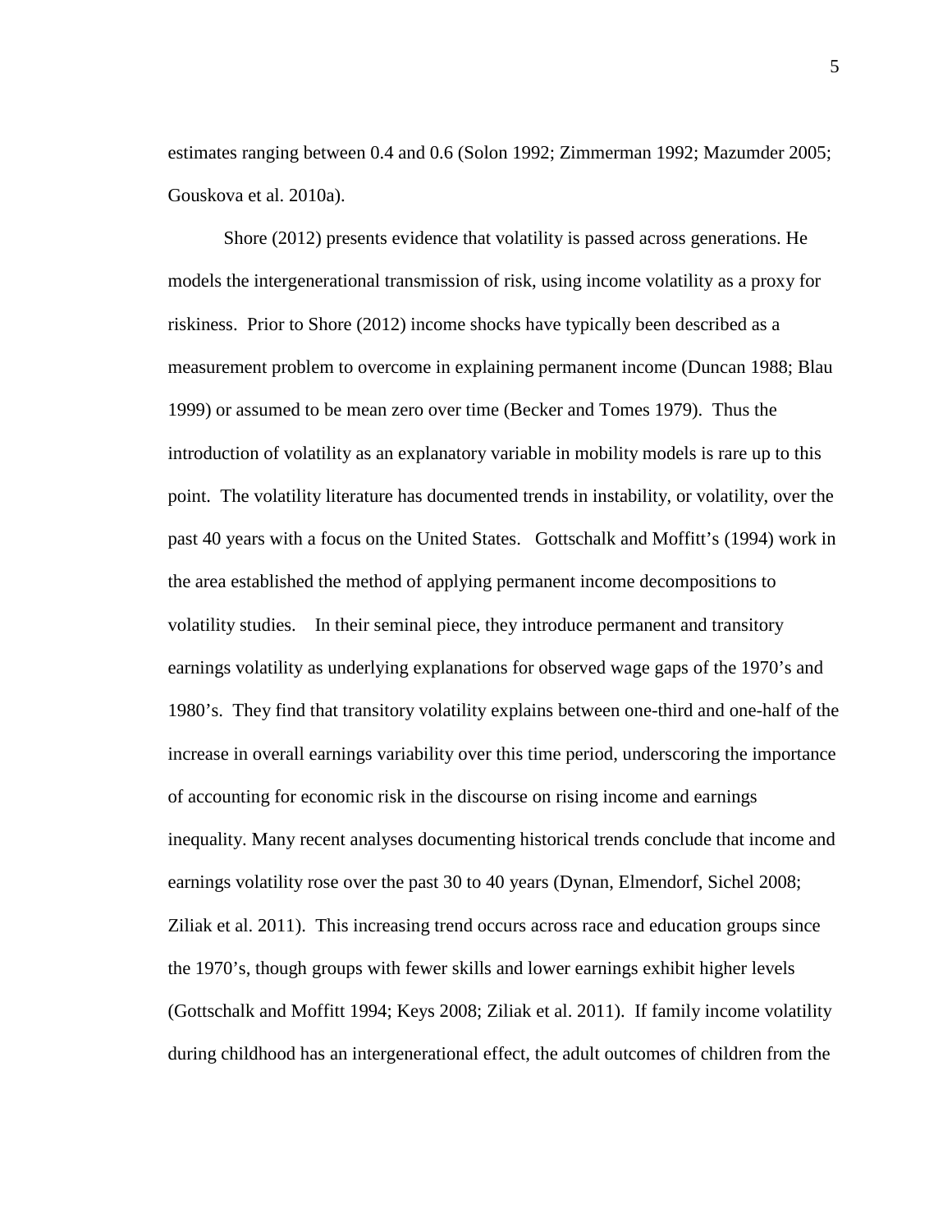estimates ranging between 0.4 and 0.6 (Solon 1992; Zimmerman 1992; Mazumder 2005; Gouskova et al. 2010a).

Shore (2012) presents evidence that volatility is passed across generations. He models the intergenerational transmission of risk, using income volatility as a proxy for riskiness. Prior to Shore (2012) income shocks have typically been described as a measurement problem to overcome in explaining permanent income (Duncan 1988; Blau 1999) or assumed to be mean zero over time (Becker and Tomes 1979). Thus the introduction of volatility as an explanatory variable in mobility models is rare up to this point. The volatility literature has documented trends in instability, or volatility, over the past 40 years with a focus on the United States. Gottschalk and Moffitt's (1994) work in the area established the method of applying permanent income decompositions to volatility studies. In their seminal piece, they introduce permanent and transitory earnings volatility as underlying explanations for observed wage gaps of the 1970's and 1980's. They find that transitory volatility explains between one-third and one-half of the increase in overall earnings variability over this time period, underscoring the importance of accounting for economic risk in the discourse on rising income and earnings inequality. Many recent analyses documenting historical trends conclude that income and earnings volatility rose over the past 30 to 40 years (Dynan, Elmendorf, Sichel 2008; Ziliak et al. 2011). This increasing trend occurs across race and education groups since the 1970's, though groups with fewer skills and lower earnings exhibit higher levels (Gottschalk and Moffitt 1994; Keys 2008; Ziliak et al. 2011). If family income volatility during childhood has an intergenerational effect, the adult outcomes of children from the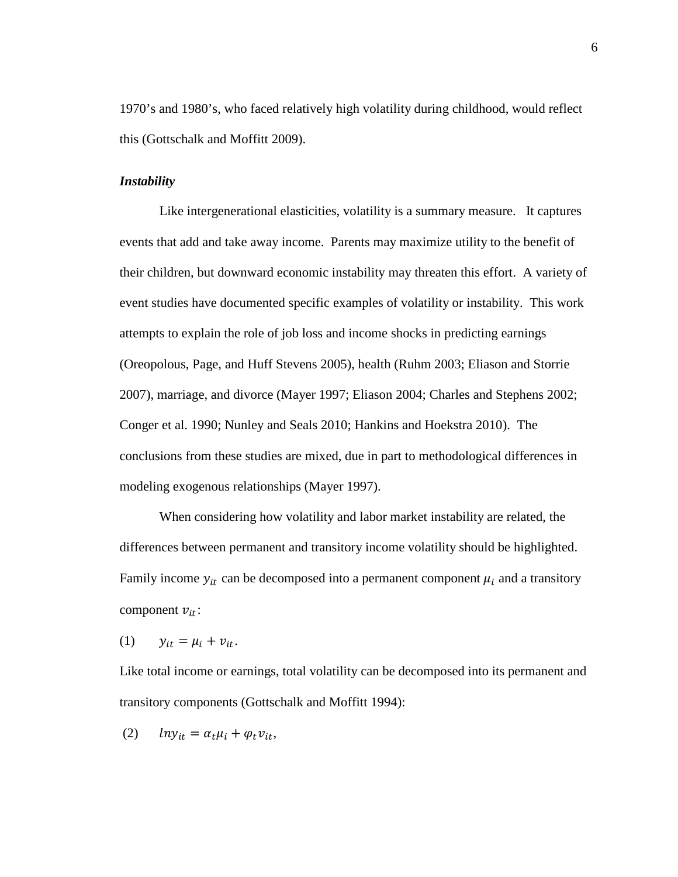1970's and 1980's, who faced relatively high volatility during childhood, would reflect this (Gottschalk and Moffitt 2009).

### *Instability*

Like intergenerational elasticities, volatility is a summary measure. It captures events that add and take away income. Parents may maximize utility to the benefit of their children, but downward economic instability may threaten this effort. A variety of event studies have documented specific examples of volatility or instability. This work attempts to explain the role of job loss and income shocks in predicting earnings (Oreopolous, Page, and Huff Stevens 2005), health (Ruhm 2003; Eliason and Storrie 2007), marriage, and divorce (Mayer 1997; Eliason 2004; Charles and Stephens 2002; Conger et al. 1990; Nunley and Seals 2010; Hankins and Hoekstra 2010). The conclusions from these studies are mixed, due in part to methodological differences in modeling exogenous relationships (Mayer 1997).

When considering how volatility and labor market instability are related, the differences between permanent and transitory income volatility should be highlighted. Family income $y_{it}$ can be decomposed into a permanent component $\mu_i$ and a transitory component $v_{it}$:

(1) $$y_{it} = \mu_i + v_{it}.$$

Like total income or earnings, total volatility can be decomposed into its permanent and transitory components (Gottschalk and Moffitt 1994):

(2) $$lny_{it} = \alpha_t \mu_i + \varphi_t v_{it},$$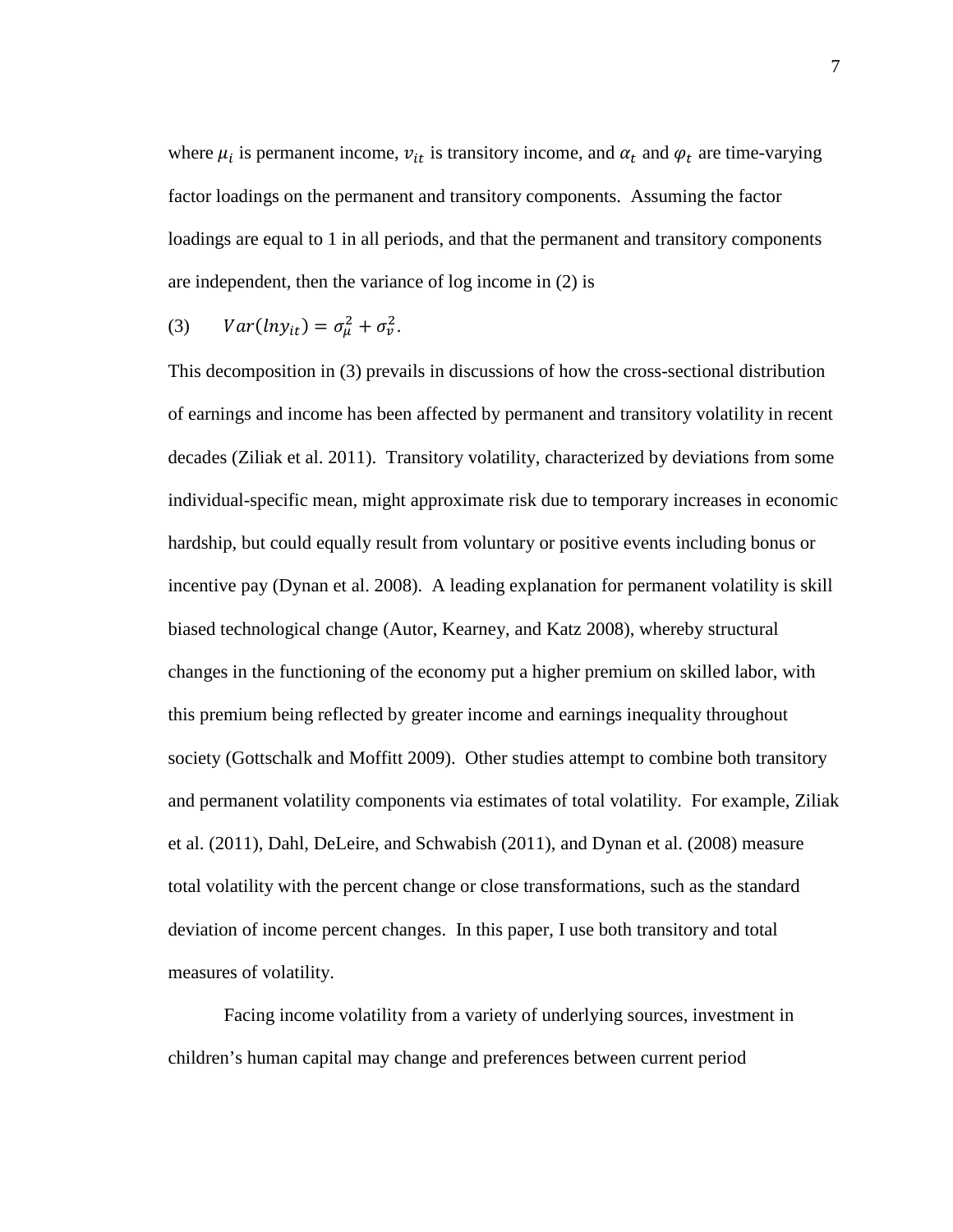where $\mu_i$ is permanent income, $v_{it}$ is transitory income, and $\alpha_t$ and $\varphi_t$ are time-varying factor loadings on the permanent and transitory components. Assuming the factor loadings are equal to 1 in all periods, and that the permanent and transitory components are independent, then the variance of log income in (2) is

$$(3) \qquad Var(lny_{it}) = \sigma_\mu^2 + \sigma_v^2.$$

This decomposition in (3) prevails in discussions of how the cross-sectional distribution of earnings and income has been affected by permanent and transitory volatility in recent decades (Ziliak et al. 2011). Transitory volatility, characterized by deviations from some individual-specific mean, might approximate risk due to temporary increases in economic hardship, but could equally result from voluntary or positive events including bonus or incentive pay (Dynan et al. 2008). A leading explanation for permanent volatility is skill biased technological change (Autor, Kearney, and Katz 2008), whereby structural changes in the functioning of the economy put a higher premium on skilled labor, with this premium being reflected by greater income and earnings inequality throughout society (Gottschalk and Moffitt 2009). Other studies attempt to combine both transitory and permanent volatility components via estimates of total volatility. For example, Ziliak et al. (2011), Dahl, DeLeire, and Schwabish (2011), and Dynan et al. (2008) measure total volatility with the percent change or close transformations, such as the standard deviation of income percent changes. In this paper, I use both transitory and total measures of volatility.

Facing income volatility from a variety of underlying sources, investment in children's human capital may change and preferences between current period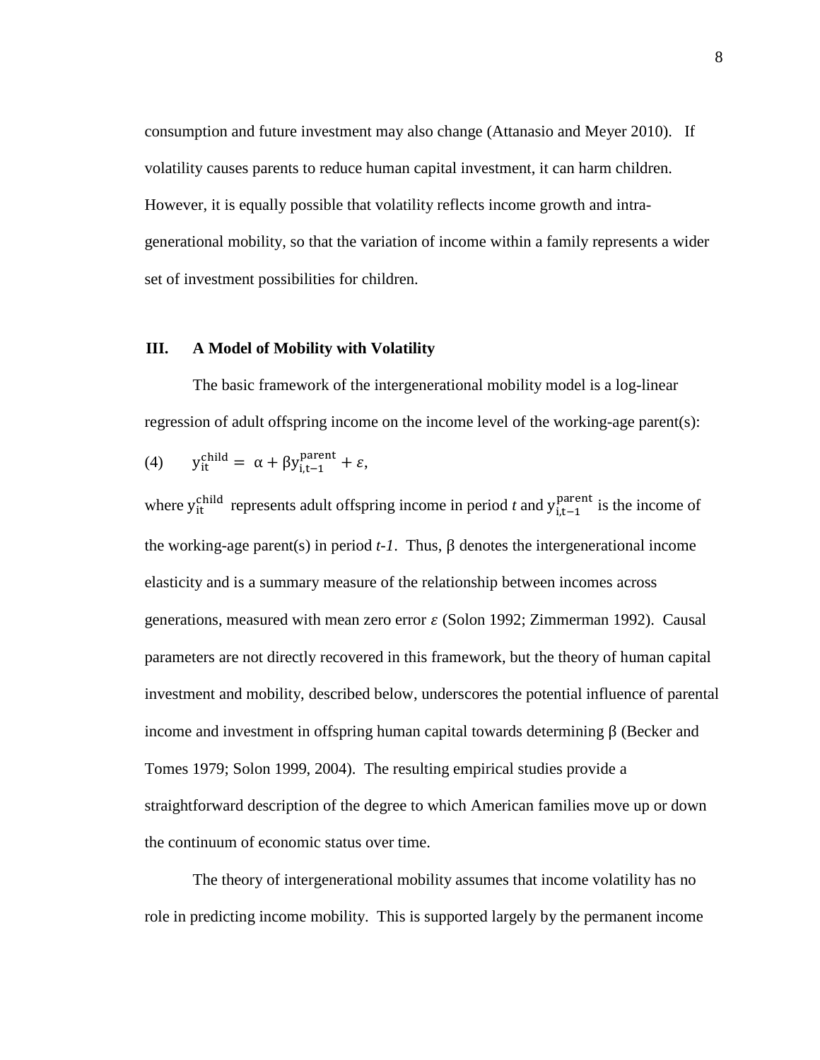consumption and future investment may also change (Attanasio and Meyer 2010). If volatility causes parents to reduce human capital investment, it can harm children. However, it is equally possible that volatility reflects income growth and intra-generational mobility, so that the variation of income within a family represents a wider set of investment possibilities for children.

## III. A Model of Mobility with Volatility

The basic framework of the intergenerational mobility model is a log-linear regression of adult offspring income on the income level of the working-age parent(s):

$$(4) \qquad y_{it}^{\text{child}} = \alpha + \beta y_{i,t-1}^{\text{parent}} + \varepsilon,$$

where $y_{it}^{\text{child}}$ represents adult offspring income in period *t* and $y_{i,t-1}^{\text{parent}}$ is the income of the working-age parent(s) in period *t-1*. Thus, β denotes the intergenerational income elasticity and is a summary measure of the relationship between incomes across generations, measured with mean zero error $\varepsilon$ (Solon 1992; Zimmerman 1992). Causal parameters are not directly recovered in this framework, but the theory of human capital investment and mobility, described below, underscores the potential influence of parental income and investment in offspring human capital towards determining β (Becker and Tomes 1979; Solon 1999, 2004). The resulting empirical studies provide a straightforward description of the degree to which American families move up or down the continuum of economic status over time.

The theory of intergenerational mobility assumes that income volatility has no role in predicting income mobility. This is supported largely by the permanent income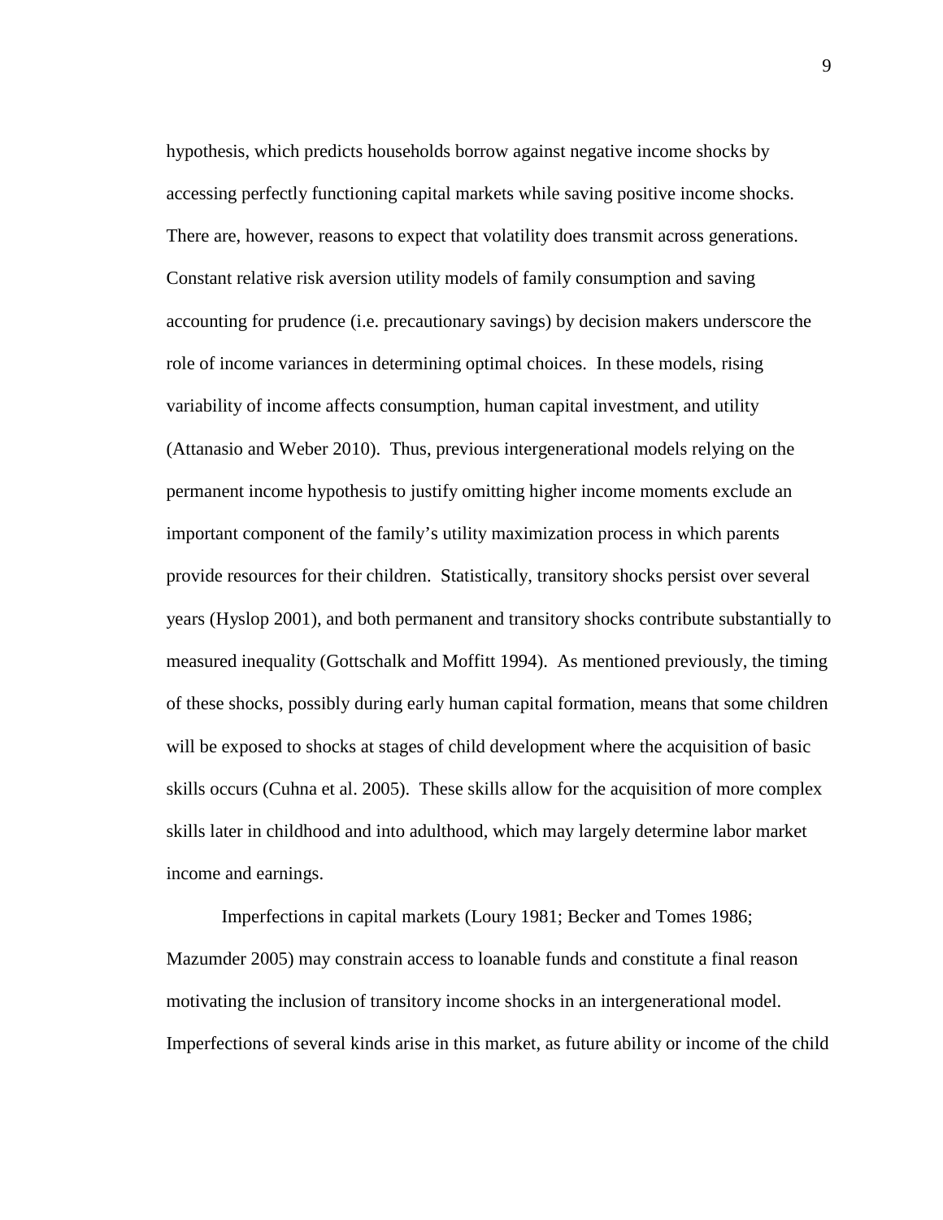hypothesis, which predicts households borrow against negative income shocks by accessing perfectly functioning capital markets while saving positive income shocks. There are, however, reasons to expect that volatility does transmit across generations. Constant relative risk aversion utility models of family consumption and saving accounting for prudence (i.e. precautionary savings) by decision makers underscore the role of income variances in determining optimal choices. In these models, rising variability of income affects consumption, human capital investment, and utility (Attanasio and Weber 2010). Thus, previous intergenerational models relying on the permanent income hypothesis to justify omitting higher income moments exclude an important component of the family's utility maximization process in which parents provide resources for their children. Statistically, transitory shocks persist over several years (Hyslop 2001), and both permanent and transitory shocks contribute substantially to measured inequality (Gottschalk and Moffitt 1994). As mentioned previously, the timing of these shocks, possibly during early human capital formation, means that some children will be exposed to shocks at stages of child development where the acquisition of basic skills occurs (Cuhna et al. 2005). These skills allow for the acquisition of more complex skills later in childhood and into adulthood, which may largely determine labor market income and earnings.

Imperfections in capital markets (Loury 1981; Becker and Tomes 1986; Mazumder 2005) may constrain access to loanable funds and constitute a final reason motivating the inclusion of transitory income shocks in an intergenerational model. Imperfections of several kinds arise in this market, as future ability or income of the child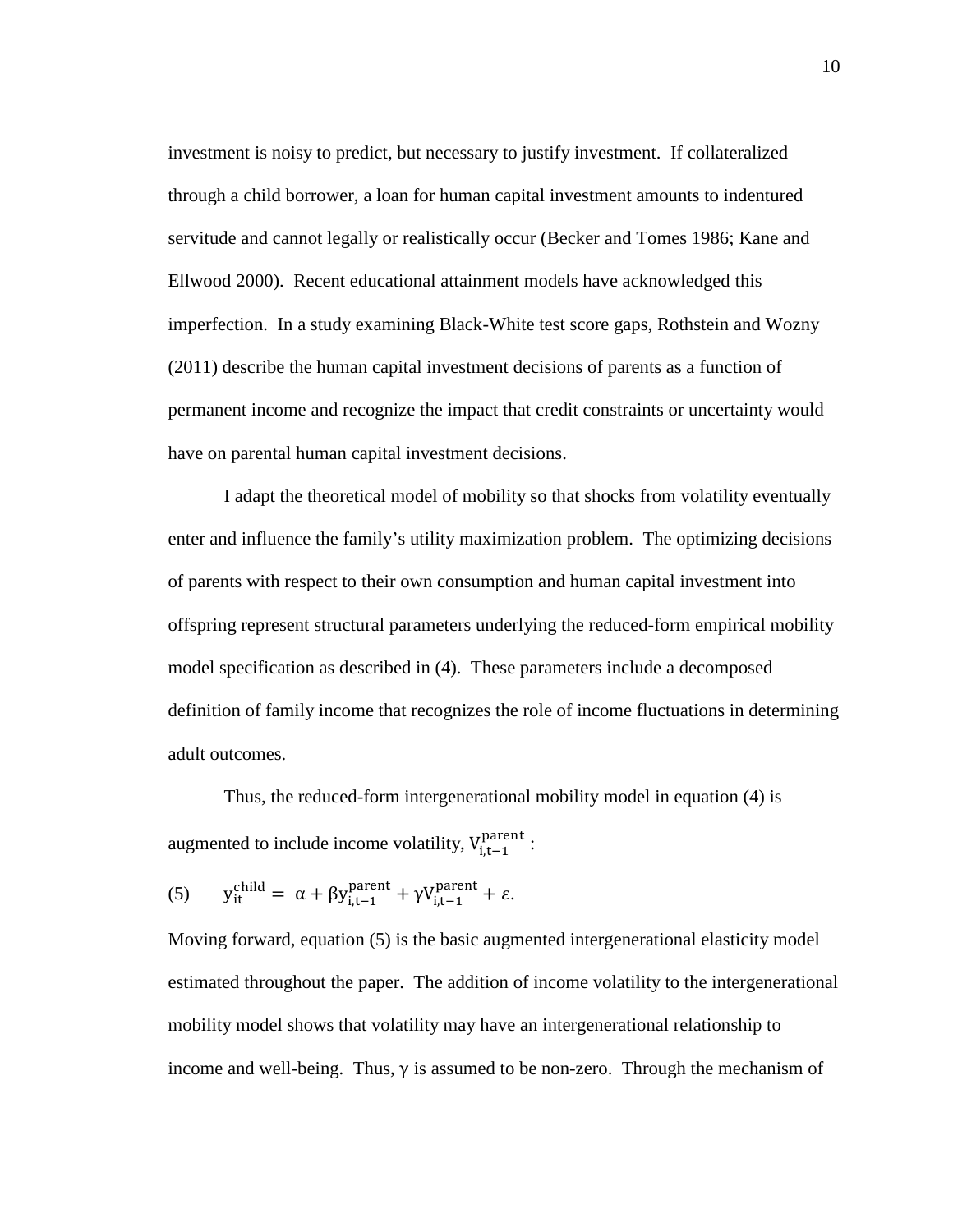investment is noisy to predict, but necessary to justify investment. If collateralized through a child borrower, a loan for human capital investment amounts to indentured servitude and cannot legally or realistically occur (Becker and Tomes 1986; Kane and Ellwood 2000). Recent educational attainment models have acknowledged this imperfection. In a study examining Black-White test score gaps, Rothstein and Wozny (2011) describe the human capital investment decisions of parents as a function of permanent income and recognize the impact that credit constraints or uncertainty would have on parental human capital investment decisions.

I adapt the theoretical model of mobility so that shocks from volatility eventually enter and influence the family's utility maximization problem. The optimizing decisions of parents with respect to their own consumption and human capital investment into offspring represent structural parameters underlying the reduced-form empirical mobility model specification as described in (4). These parameters include a decomposed definition of family income that recognizes the role of income fluctuations in determining adult outcomes.

Thus, the reduced-form intergenerational mobility model in equation (4) is augmented to include income volatility, $V_{i,t-1}^{parent}$ :

$$(5) \qquad y_{it}^{child} = \alpha + \beta y_{i,t-1}^{parent} + \gamma V_{i,t-1}^{parent} + \varepsilon.$$

Moving forward, equation (5) is the basic augmented intergenerational elasticity model estimated throughout the paper. The addition of income volatility to the intergenerational mobility model shows that volatility may have an intergenerational relationship to income and well-being. Thus, $\gamma$ is assumed to be non-zero. Through the mechanism of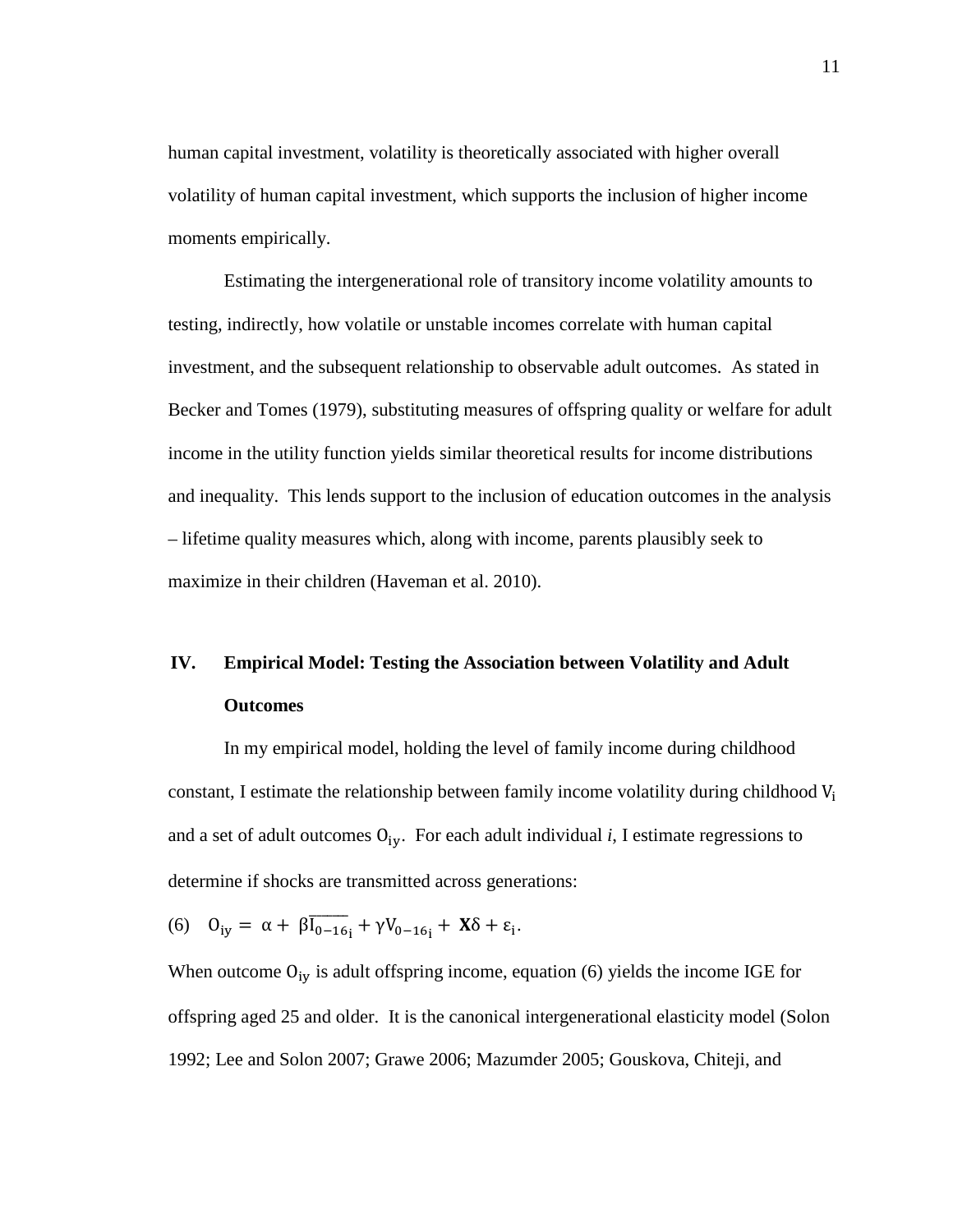human capital investment, volatility is theoretically associated with higher overall volatility of human capital investment, which supports the inclusion of higher income moments empirically.

Estimating the intergenerational role of transitory income volatility amounts to testing, indirectly, how volatile or unstable incomes correlate with human capital investment, and the subsequent relationship to observable adult outcomes. As stated in Becker and Tomes (1979), substituting measures of offspring quality or welfare for adult income in the utility function yields similar theoretical results for income distributions and inequality. This lends support to the inclusion of education outcomes in the analysis – lifetime quality measures which, along with income, parents plausibly seek to maximize in their children (Haveman et al. 2010).

## IV. Empirical Model: Testing the Association between Volatility and Adult Outcomes

In my empirical model, holding the level of family income during childhood constant, I estimate the relationship between family income volatility during childhood $V_i$ and a set of adult outcomes $O_{iy}$. For each adult individual *i*, I estimate regressions to determine if shocks are transmitted across generations:

$$(6) \quad O_{iy} = \alpha + \beta\overline{I_{0-16_i}} + \gamma V_{0-16_i} + \mathbf{X}\delta + \varepsilon_i.$$

When outcome $O_{iy}$ is adult offspring income, equation (6) yields the income IGE for offspring aged 25 and older. It is the canonical intergenerational elasticity model (Solon 1992; Lee and Solon 2007; Grawe 2006; Mazumder 2005; Gouskova, Chiteji, and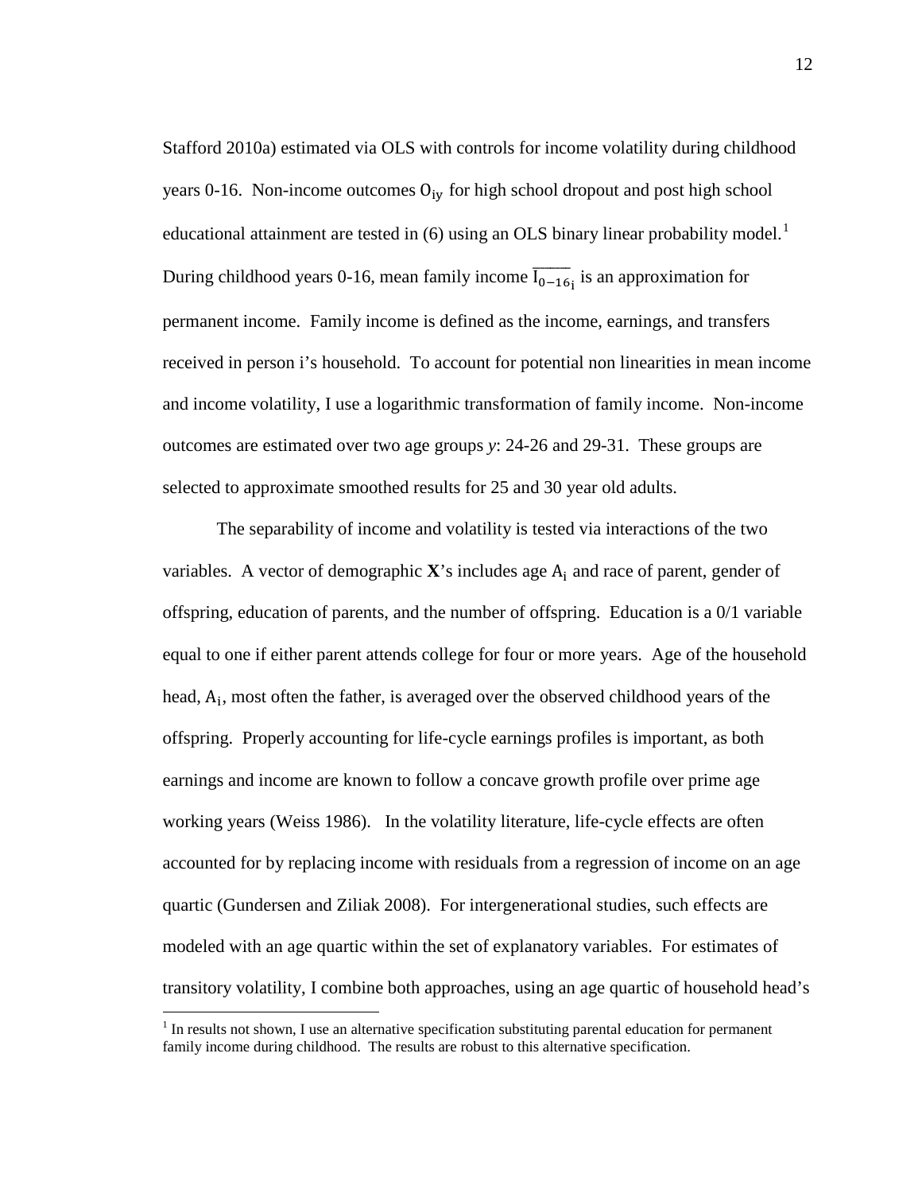Stafford 2010a) estimated via OLS with controls for income volatility during childhood years 0-16. Non-income outcomes $O_{iy}$ for high school dropout and post high school educational attainment are tested in (6) using an OLS binary linear probability model.[1] During childhood years 0-16, mean family income $\overline{I_{0-16_i}}$ is an approximation for permanent income. Family income is defined as the income, earnings, and transfers received in person i's household. To account for potential non linearities in mean income and income volatility, I use a logarithmic transformation of family income. Non-income outcomes are estimated over two age groups *y*: 24-26 and 29-31. These groups are selected to approximate smoothed results for 25 and 30 year old adults.

The separability of income and volatility is tested via interactions of the two variables. A vector of demographic **X**'s includes age $A_i$ and race of parent, gender of offspring, education of parents, and the number of offspring. Education is a 0/1 variable equal to one if either parent attends college for four or more years. Age of the household head, $A_i$, most often the father, is averaged over the observed childhood years of the offspring. Properly accounting for life-cycle earnings profiles is important, as both earnings and income are known to follow a concave growth profile over prime age working years (Weiss 1986). In the volatility literature, life-cycle effects are often accounted for by replacing income with residuals from a regression of income on an age quartic (Gundersen and Ziliak 2008). For intergenerational studies, such effects are modeled with an age quartic within the set of explanatory variables. For estimates of transitory volatility, I combine both approaches, using an age quartic of household head's

[1] In results not shown, I use an alternative specification substituting parental education for permanent family income during childhood. The results are robust to this alternative specification.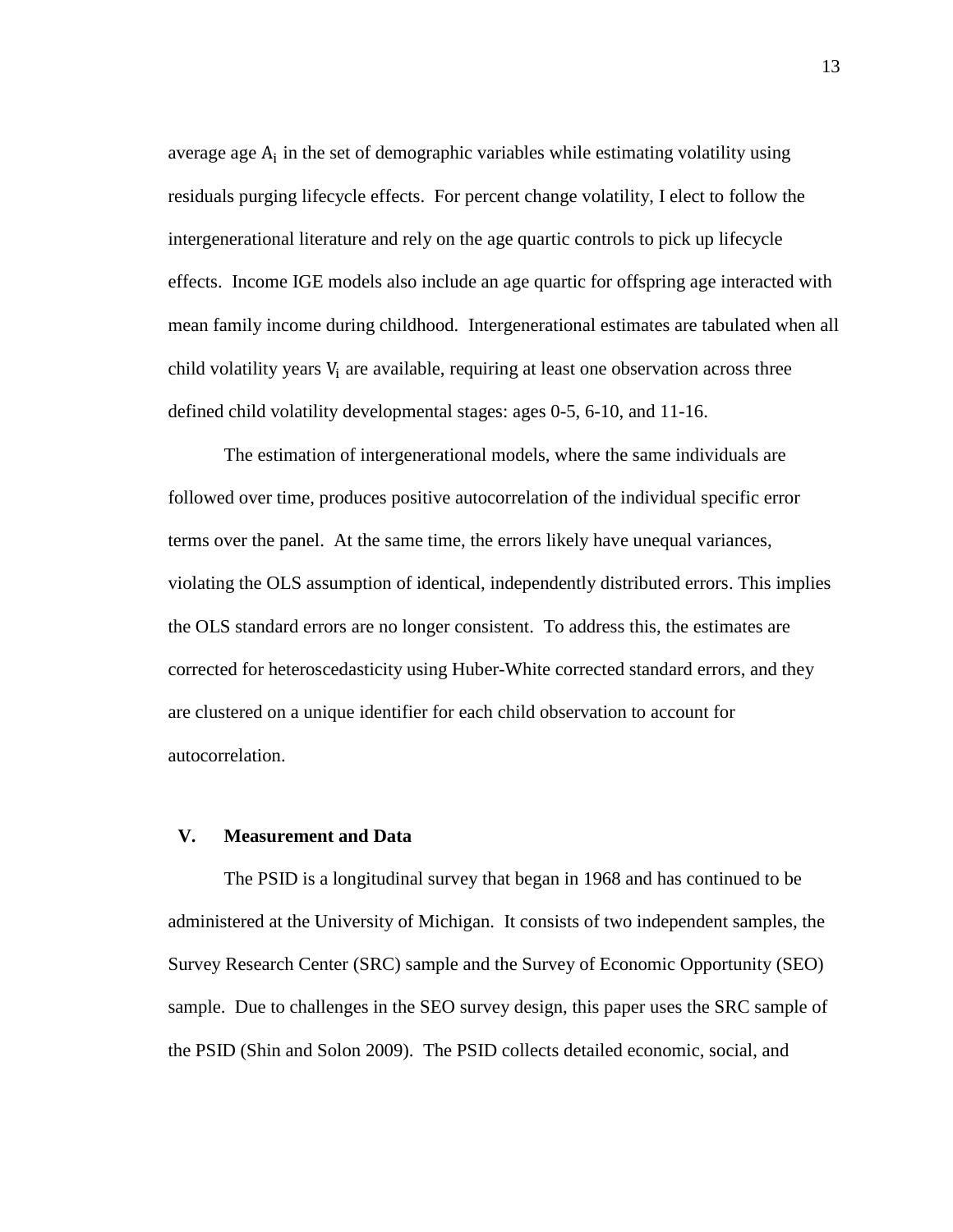average age $A_i$ in the set of demographic variables while estimating volatility using residuals purging lifecycle effects. For percent change volatility, I elect to follow the intergenerational literature and rely on the age quartic controls to pick up lifecycle effects. Income IGE models also include an age quartic for offspring age interacted with mean family income during childhood. Intergenerational estimates are tabulated when all child volatility years $V_i$ are available, requiring at least one observation across three defined child volatility developmental stages: ages 0-5, 6-10, and 11-16.

The estimation of intergenerational models, where the same individuals are followed over time, produces positive autocorrelation of the individual specific error terms over the panel. At the same time, the errors likely have unequal variances, violating the OLS assumption of identical, independently distributed errors. This implies the OLS standard errors are no longer consistent. To address this, the estimates are corrected for heteroscedasticity using Huber-White corrected standard errors, and they are clustered on a unique identifier for each child observation to account for autocorrelation.

## V. Measurement and Data

The PSID is a longitudinal survey that began in 1968 and has continued to be administered at the University of Michigan. It consists of two independent samples, the Survey Research Center (SRC) sample and the Survey of Economic Opportunity (SEO) sample. Due to challenges in the SEO survey design, this paper uses the SRC sample of the PSID (Shin and Solon 2009). The PSID collects detailed economic, social, and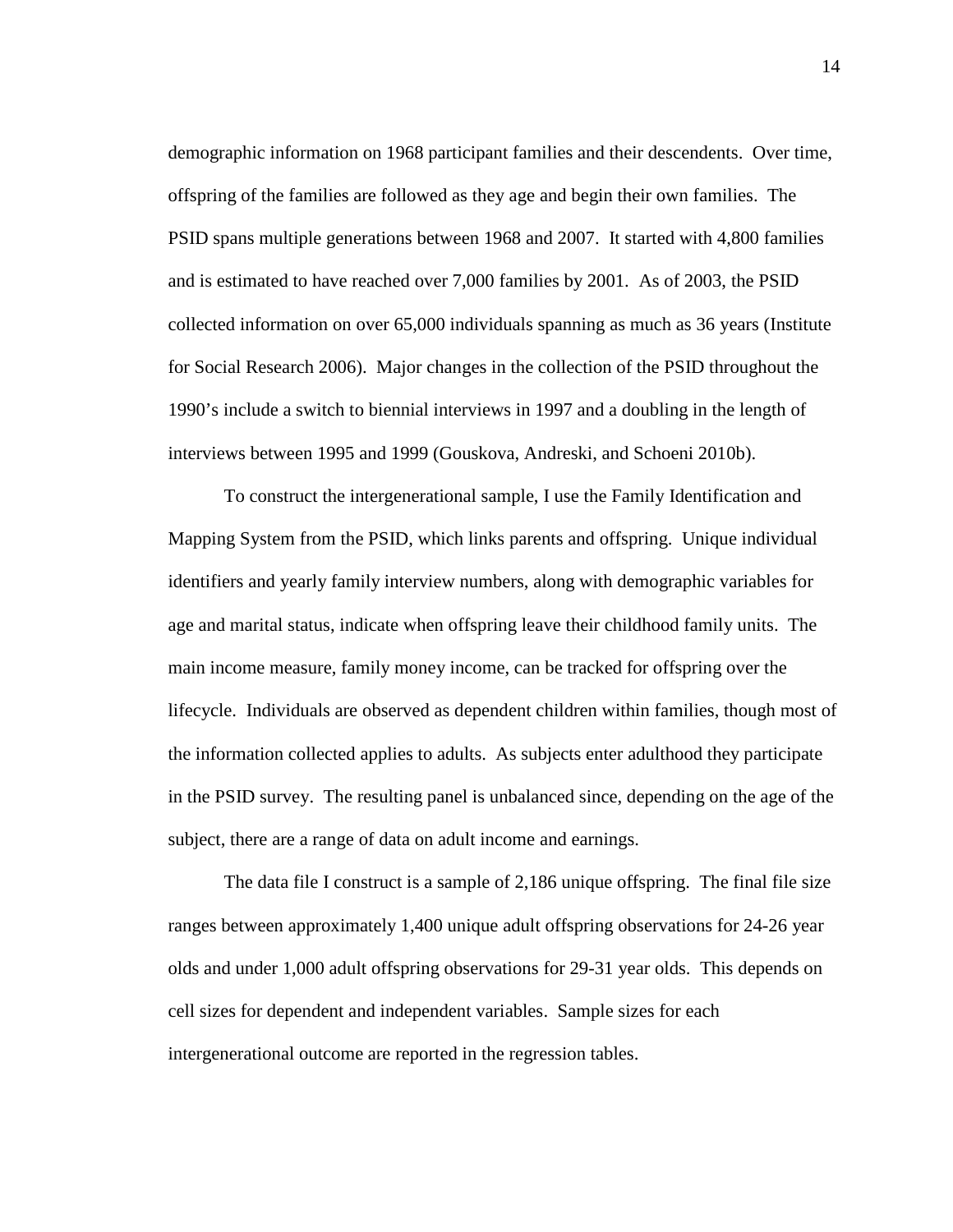demographic information on 1968 participant families and their descendents. Over time, offspring of the families are followed as they age and begin their own families. The PSID spans multiple generations between 1968 and 2007. It started with 4,800 families and is estimated to have reached over 7,000 families by 2001. As of 2003, the PSID collected information on over 65,000 individuals spanning as much as 36 years (Institute for Social Research 2006). Major changes in the collection of the PSID throughout the 1990's include a switch to biennial interviews in 1997 and a doubling in the length of interviews between 1995 and 1999 (Gouskova, Andreski, and Schoeni 2010b).

To construct the intergenerational sample, I use the Family Identification and Mapping System from the PSID, which links parents and offspring. Unique individual identifiers and yearly family interview numbers, along with demographic variables for age and marital status, indicate when offspring leave their childhood family units. The main income measure, family money income, can be tracked for offspring over the lifecycle. Individuals are observed as dependent children within families, though most of the information collected applies to adults. As subjects enter adulthood they participate in the PSID survey. The resulting panel is unbalanced since, depending on the age of the subject, there are a range of data on adult income and earnings.

The data file I construct is a sample of 2,186 unique offspring. The final file size ranges between approximately 1,400 unique adult offspring observations for 24-26 year olds and under 1,000 adult offspring observations for 29-31 year olds. This depends on cell sizes for dependent and independent variables. Sample sizes for each intergenerational outcome are reported in the regression tables.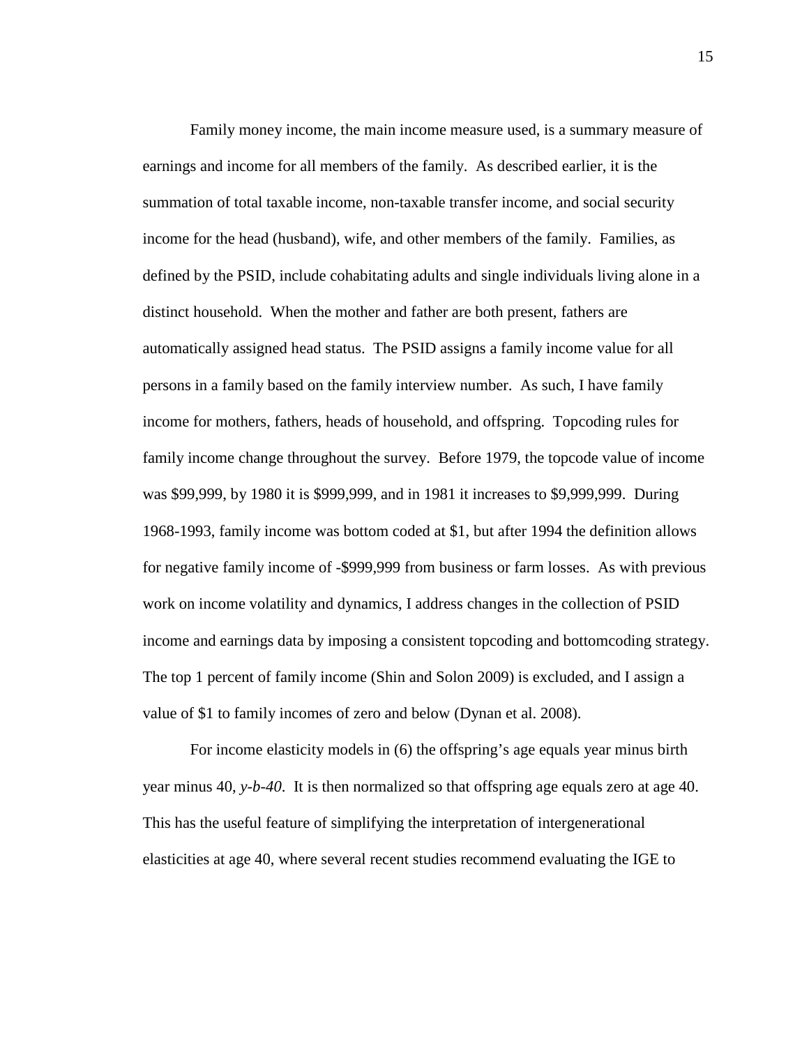Family money income, the main income measure used, is a summary measure of earnings and income for all members of the family. As described earlier, it is the summation of total taxable income, non-taxable transfer income, and social security income for the head (husband), wife, and other members of the family. Families, as defined by the PSID, include cohabitating adults and single individuals living alone in a distinct household. When the mother and father are both present, fathers are automatically assigned head status. The PSID assigns a family income value for all persons in a family based on the family interview number. As such, I have family income for mothers, fathers, heads of household, and offspring. Topcoding rules for family income change throughout the survey. Before 1979, the topcode value of income was $99,999, by 1980 it is $999,999, and in 1981 it increases to $9,999,999. During 1968-1993, family income was bottom coded at $1, but after 1994 the definition allows for negative family income of -$999,999 from business or farm losses. As with previous work on income volatility and dynamics, I address changes in the collection of PSID income and earnings data by imposing a consistent topcoding and bottomcoding strategy. The top 1 percent of family income (Shin and Solon 2009) is excluded, and I assign a value of $1 to family incomes of zero and below (Dynan et al. 2008).

For income elasticity models in (6) the offspring's age equals year minus birth year minus 40, *y-b-40*. It is then normalized so that offspring age equals zero at age 40. This has the useful feature of simplifying the interpretation of intergenerational elasticities at age 40, where several recent studies recommend evaluating the IGE to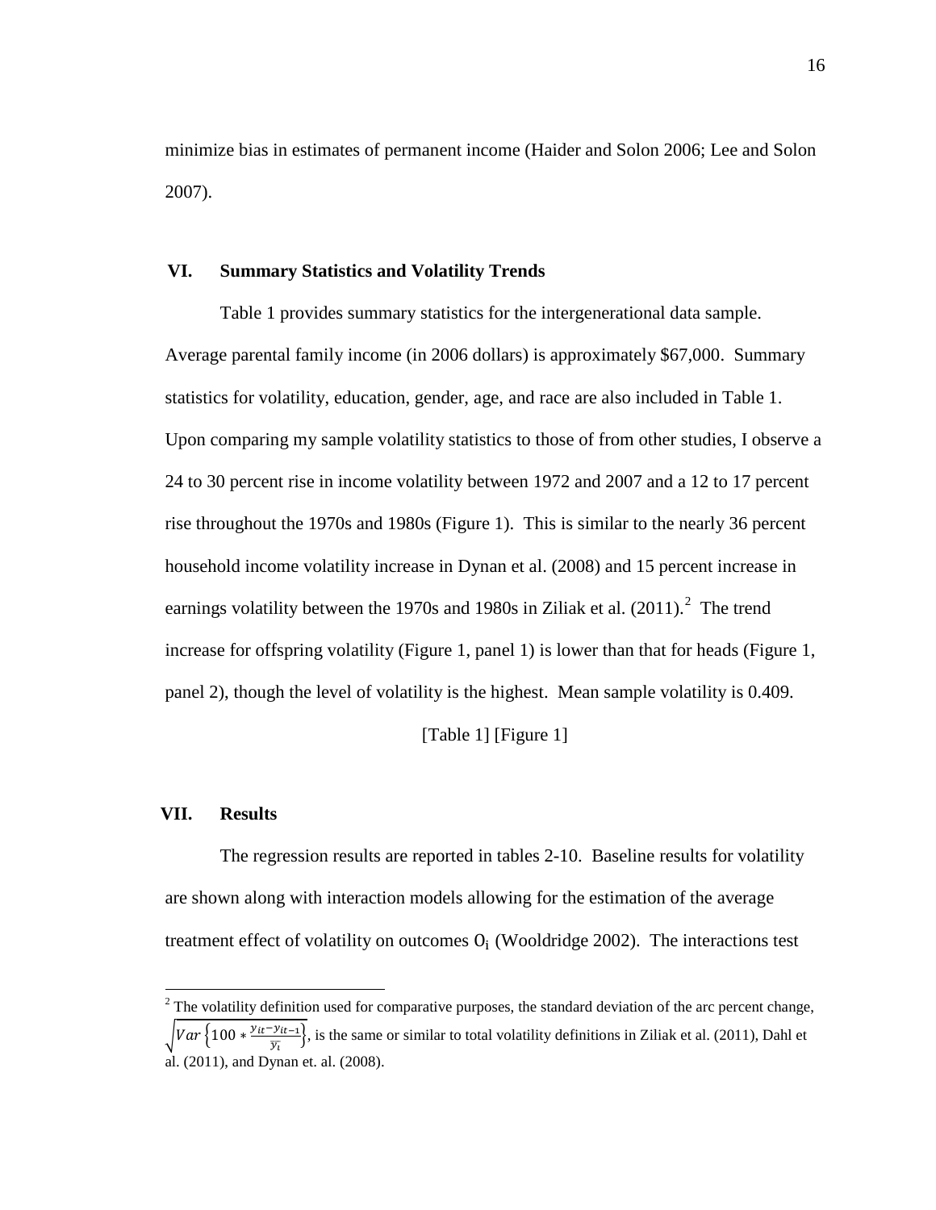minimize bias in estimates of permanent income (Haider and Solon 2006; Lee and Solon 2007).

## VI. Summary Statistics and Volatility Trends

Table 1 provides summary statistics for the intergenerational data sample. Average parental family income (in 2006 dollars) is approximately $67,000. Summary statistics for volatility, education, gender, age, and race are also included in Table 1. Upon comparing my sample volatility statistics to those of from other studies, I observe a 24 to 30 percent rise in income volatility between 1972 and 2007 and a 12 to 17 percent rise throughout the 1970s and 1980s (Figure 1). This is similar to the nearly 36 percent household income volatility increase in Dynan et al. (2008) and 15 percent increase in earnings volatility between the 1970s and 1980s in Ziliak et al. (2011).[2] The trend increase for offspring volatility (Figure 1, panel 1) is lower than that for heads (Figure 1, panel 2), though the level of volatility is the highest. Mean sample volatility is 0.409.

[Table 1] [Figure 1]

## VII. Results

The regression results are reported in tables 2-10. Baseline results for volatility are shown along with interaction models allowing for the estimation of the average treatment effect of volatility on outcomes $O_i$ (Wooldridge 2002). The interactions test

---

[2] The volatility definition used for comparative purposes, the standard deviation of the arc percent change, $\sqrt{Var\left\{100 * \frac{y_{it}-y_{it-1}}{\bar{y}_i}\right\}}$, is the same or similar to total volatility definitions in Ziliak et al. (2011), Dahl et al. (2011), and Dynan et. al. (2008).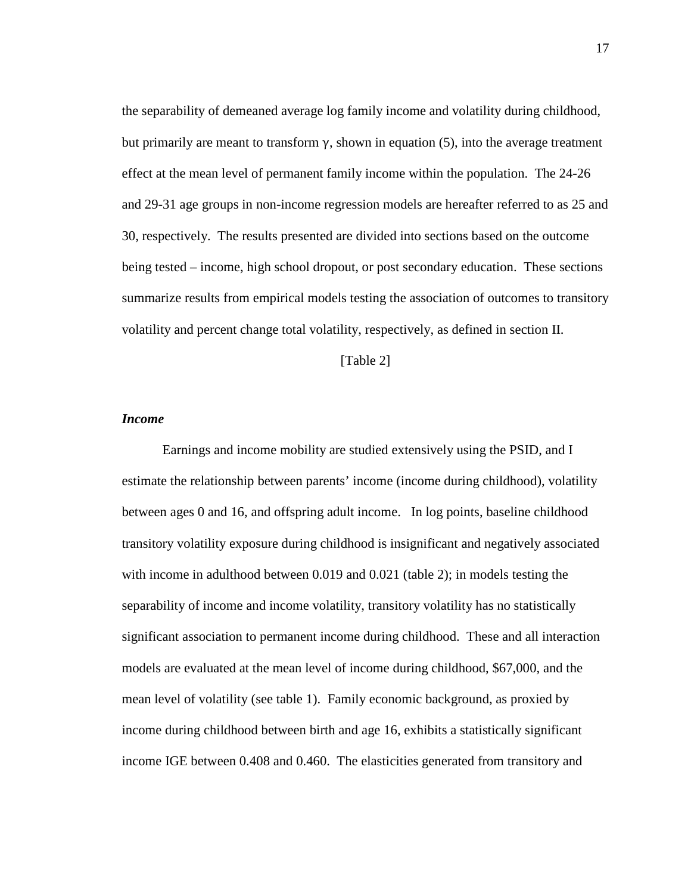the separability of demeaned average log family income and volatility during childhood, but primarily are meant to transform $\gamma$, shown in equation (5), into the average treatment effect at the mean level of permanent family income within the population. The 24-26 and 29-31 age groups in non-income regression models are hereafter referred to as 25 and 30, respectively. The results presented are divided into sections based on the outcome being tested – income, high school dropout, or post secondary education. These sections summarize results from empirical models testing the association of outcomes to transitory volatility and percent change total volatility, respectively, as defined in section II.

[Table 2]

### *Income*

Earnings and income mobility are studied extensively using the PSID, and I estimate the relationship between parents' income (income during childhood), volatility between ages 0 and 16, and offspring adult income. In log points, baseline childhood transitory volatility exposure during childhood is insignificant and negatively associated with income in adulthood between 0.019 and 0.021 (table 2); in models testing the separability of income and income volatility, transitory volatility has no statistically significant association to permanent income during childhood. These and all interaction models are evaluated at the mean level of income during childhood, $67,000, and the mean level of volatility (see table 1). Family economic background, as proxied by income during childhood between birth and age 16, exhibits a statistically significant income IGE between 0.408 and 0.460. The elasticities generated from transitory and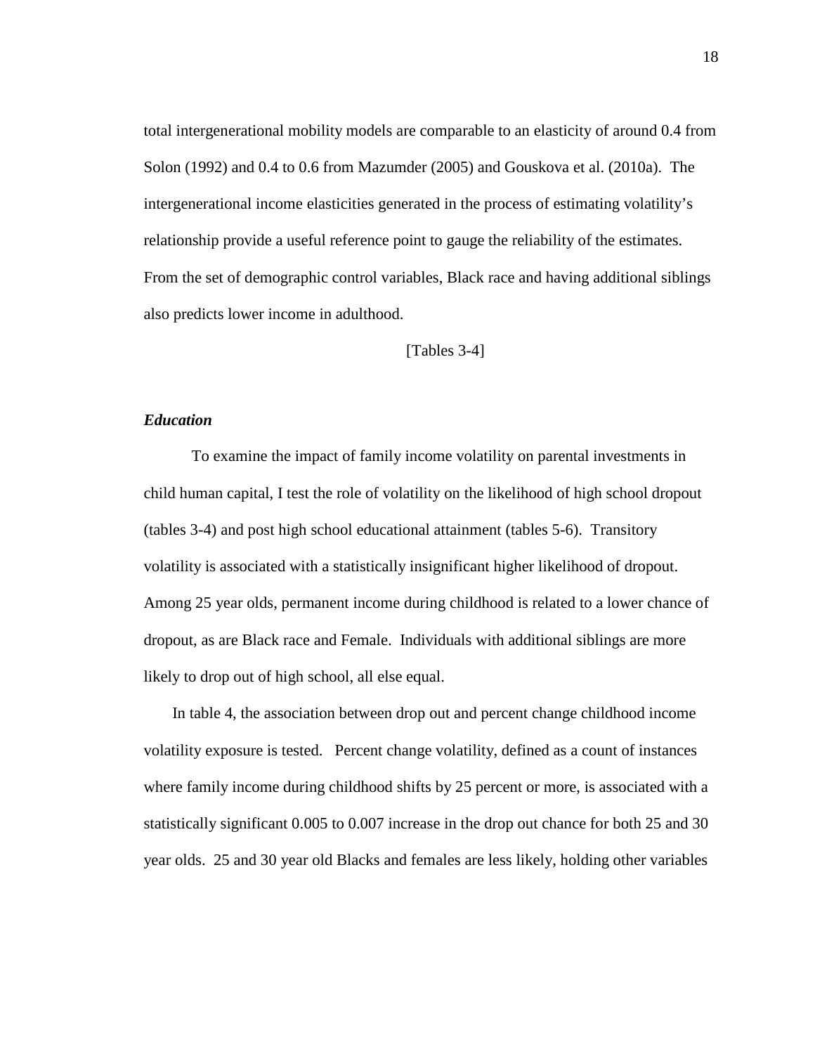total intergenerational mobility models are comparable to an elasticity of around 0.4 from Solon (1992) and 0.4 to 0.6 from Mazumder (2005) and Gouskova et al. (2010a). The intergenerational income elasticities generated in the process of estimating volatility's relationship provide a useful reference point to gauge the reliability of the estimates. From the set of demographic control variables, Black race and having additional siblings also predicts lower income in adulthood.

[Tables 3-4]

### *Education*

To examine the impact of family income volatility on parental investments in child human capital, I test the role of volatility on the likelihood of high school dropout (tables 3-4) and post high school educational attainment (tables 5-6). Transitory volatility is associated with a statistically insignificant higher likelihood of dropout. Among 25 year olds, permanent income during childhood is related to a lower chance of dropout, as are Black race and Female. Individuals with additional siblings are more likely to drop out of high school, all else equal.

In table 4, the association between drop out and percent change childhood income volatility exposure is tested. Percent change volatility, defined as a count of instances where family income during childhood shifts by 25 percent or more, is associated with a statistically significant 0.005 to 0.007 increase in the drop out chance for both 25 and 30 year olds. 25 and 30 year old Blacks and females are less likely, holding other variables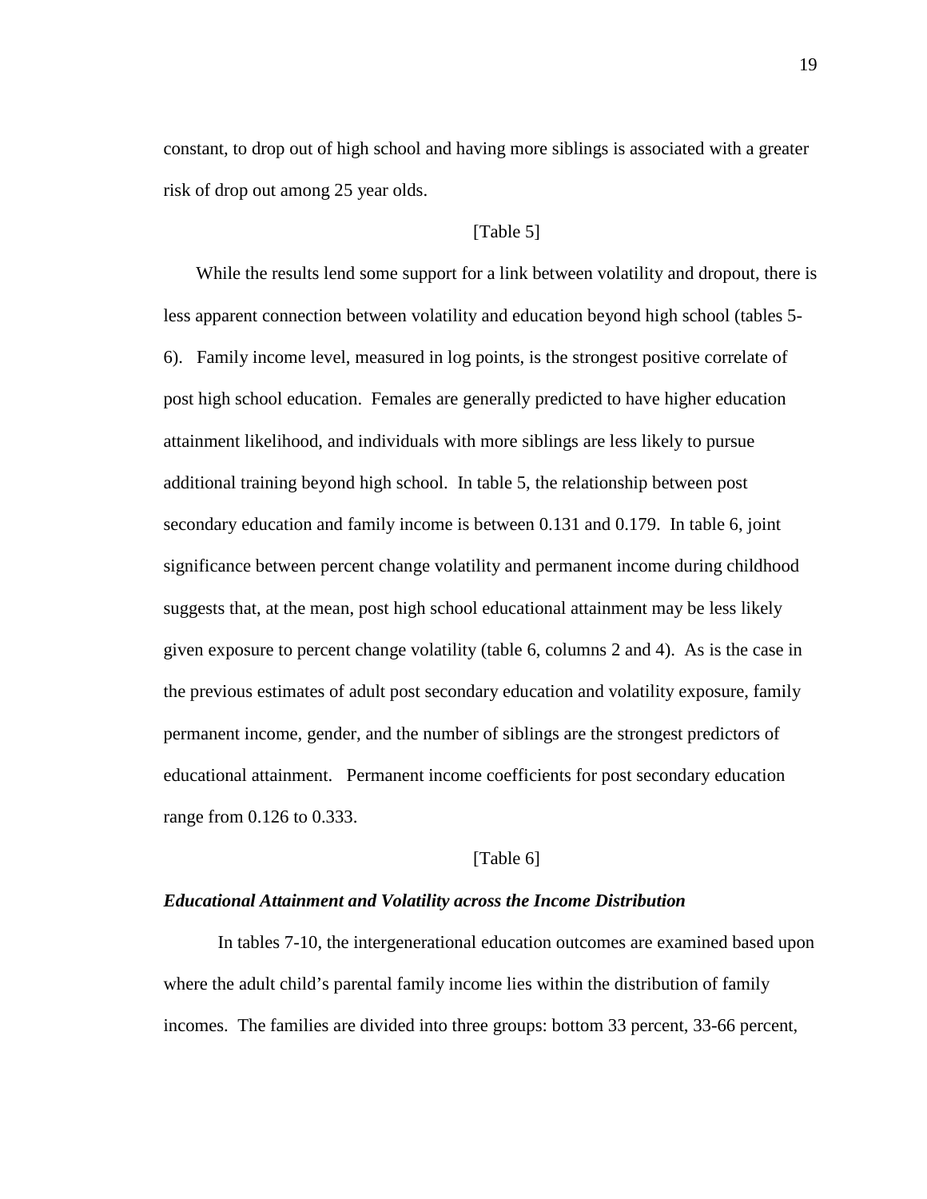constant, to drop out of high school and having more siblings is associated with a greater risk of drop out among 25 year olds.

[Table 5]

While the results lend some support for a link between volatility and dropout, there is less apparent connection between volatility and education beyond high school (tables 5-6). Family income level, measured in log points, is the strongest positive correlate of post high school education. Females are generally predicted to have higher education attainment likelihood, and individuals with more siblings are less likely to pursue additional training beyond high school. In table 5, the relationship between post secondary education and family income is between 0.131 and 0.179. In table 6, joint significance between percent change volatility and permanent income during childhood suggests that, at the mean, post high school educational attainment may be less likely given exposure to percent change volatility (table 6, columns 2 and 4). As is the case in the previous estimates of adult post secondary education and volatility exposure, family permanent income, gender, and the number of siblings are the strongest predictors of educational attainment. Permanent income coefficients for post secondary education range from 0.126 to 0.333.

[Table 6]

***Educational Attainment and Volatility across the Income Distribution***

In tables 7-10, the intergenerational education outcomes are examined based upon where the adult child's parental family income lies within the distribution of family incomes. The families are divided into three groups: bottom 33 percent, 33-66 percent,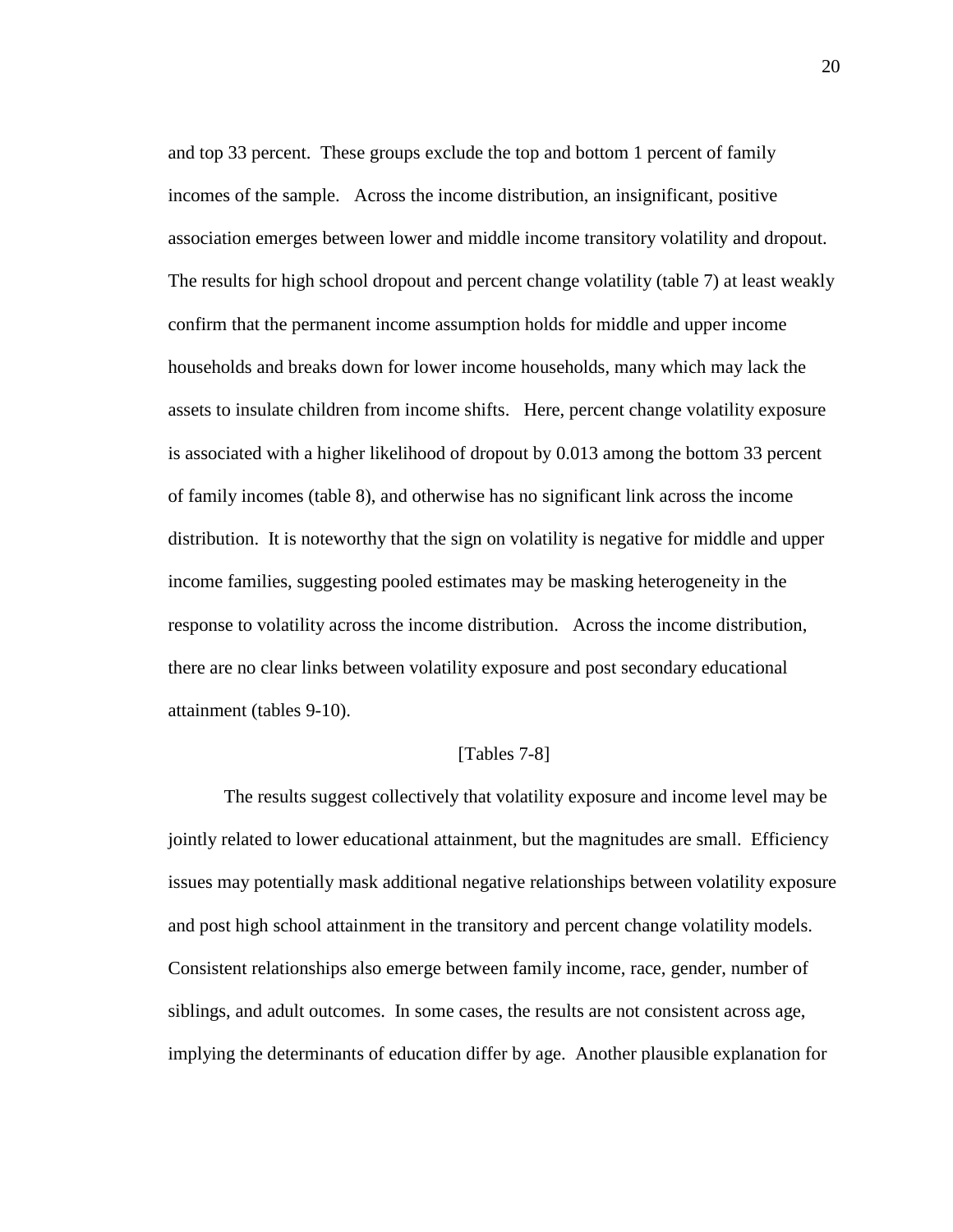and top 33 percent. These groups exclude the top and bottom 1 percent of family incomes of the sample. Across the income distribution, an insignificant, positive association emerges between lower and middle income transitory volatility and dropout. The results for high school dropout and percent change volatility (table 7) at least weakly confirm that the permanent income assumption holds for middle and upper income households and breaks down for lower income households, many which may lack the assets to insulate children from income shifts. Here, percent change volatility exposure is associated with a higher likelihood of dropout by 0.013 among the bottom 33 percent of family incomes (table 8), and otherwise has no significant link across the income distribution. It is noteworthy that the sign on volatility is negative for middle and upper income families, suggesting pooled estimates may be masking heterogeneity in the response to volatility across the income distribution. Across the income distribution, there are no clear links between volatility exposure and post secondary educational attainment (tables 9-10).

[Tables 7-8]

The results suggest collectively that volatility exposure and income level may be jointly related to lower educational attainment, but the magnitudes are small. Efficiency issues may potentially mask additional negative relationships between volatility exposure and post high school attainment in the transitory and percent change volatility models. Consistent relationships also emerge between family income, race, gender, number of siblings, and adult outcomes. In some cases, the results are not consistent across age, implying the determinants of education differ by age. Another plausible explanation for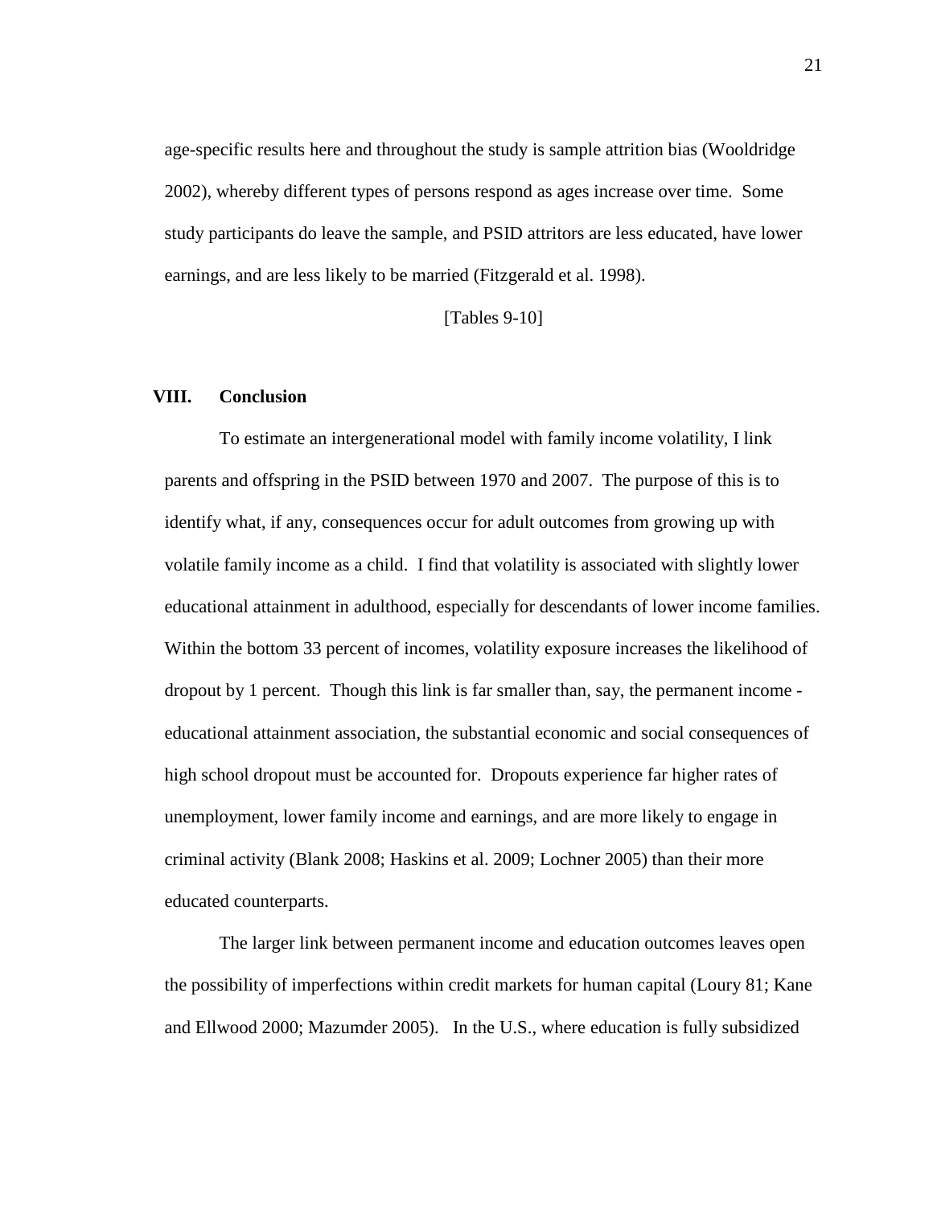age-specific results here and throughout the study is sample attrition bias (Wooldridge 2002), whereby different types of persons respond as ages increase over time. Some study participants do leave the sample, and PSID attritors are less educated, have lower earnings, and are less likely to be married (Fitzgerald et al. 1998).

[Tables 9-10]

## VIII. Conclusion

To estimate an intergenerational model with family income volatility, I link parents and offspring in the PSID between 1970 and 2007. The purpose of this is to identify what, if any, consequences occur for adult outcomes from growing up with volatile family income as a child. I find that volatility is associated with slightly lower educational attainment in adulthood, especially for descendants of lower income families. Within the bottom 33 percent of incomes, volatility exposure increases the likelihood of dropout by 1 percent. Though this link is far smaller than, say, the permanent income - educational attainment association, the substantial economic and social consequences of high school dropout must be accounted for. Dropouts experience far higher rates of unemployment, lower family income and earnings, and are more likely to engage in criminal activity (Blank 2008; Haskins et al. 2009; Lochner 2005) than their more educated counterparts.

The larger link between permanent income and education outcomes leaves open the possibility of imperfections within credit markets for human capital (Loury 81; Kane and Ellwood 2000; Mazumder 2005). In the U.S., where education is fully subsidized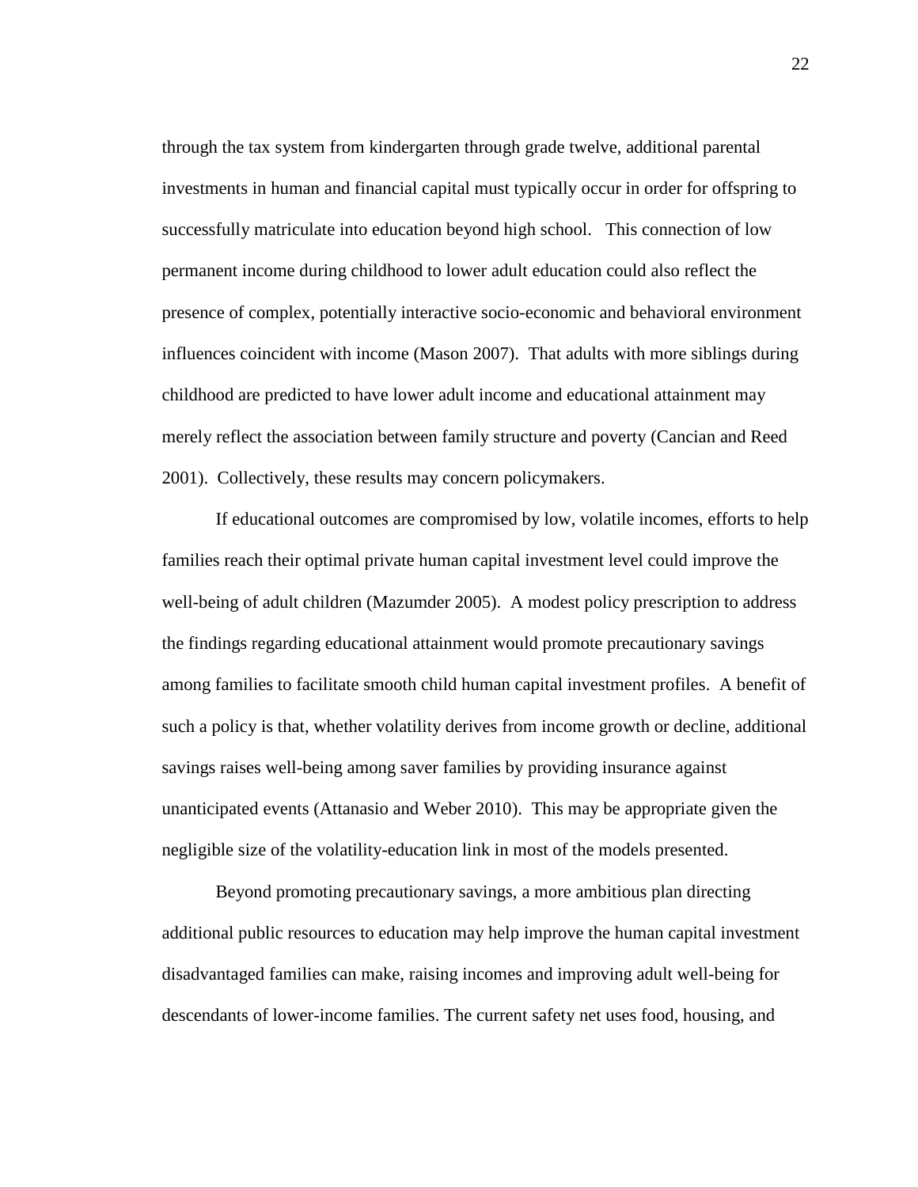through the tax system from kindergarten through grade twelve, additional parental investments in human and financial capital must typically occur in order for offspring to successfully matriculate into education beyond high school. This connection of low permanent income during childhood to lower adult education could also reflect the presence of complex, potentially interactive socio-economic and behavioral environment influences coincident with income (Mason 2007). That adults with more siblings during childhood are predicted to have lower adult income and educational attainment may merely reflect the association between family structure and poverty (Cancian and Reed 2001). Collectively, these results may concern policymakers.

If educational outcomes are compromised by low, volatile incomes, efforts to help families reach their optimal private human capital investment level could improve the well-being of adult children (Mazumder 2005). A modest policy prescription to address the findings regarding educational attainment would promote precautionary savings among families to facilitate smooth child human capital investment profiles. A benefit of such a policy is that, whether volatility derives from income growth or decline, additional savings raises well-being among saver families by providing insurance against unanticipated events (Attanasio and Weber 2010). This may be appropriate given the negligible size of the volatility-education link in most of the models presented.

Beyond promoting precautionary savings, a more ambitious plan directing additional public resources to education may help improve the human capital investment disadvantaged families can make, raising incomes and improving adult well-being for descendants of lower-income families. The current safety net uses food, housing, and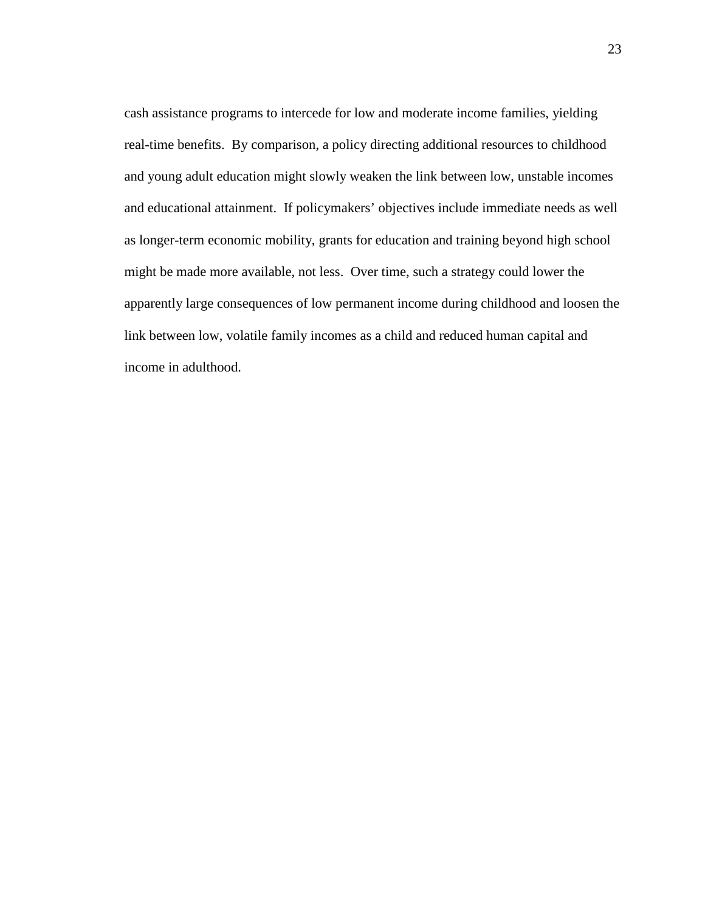cash assistance programs to intercede for low and moderate income families, yielding real-time benefits.  By comparison, a policy directing additional resources to childhood and young adult education might slowly weaken the link between low, unstable incomes and educational attainment.  If policymakers' objectives include immediate needs as well as longer-term economic mobility, grants for education and training beyond high school might be made more available, not less.  Over time, such a strategy could lower the apparently large consequences of low permanent income during childhood and loosen the link between low, volatile family incomes as a child and reduced human capital and income in adulthood.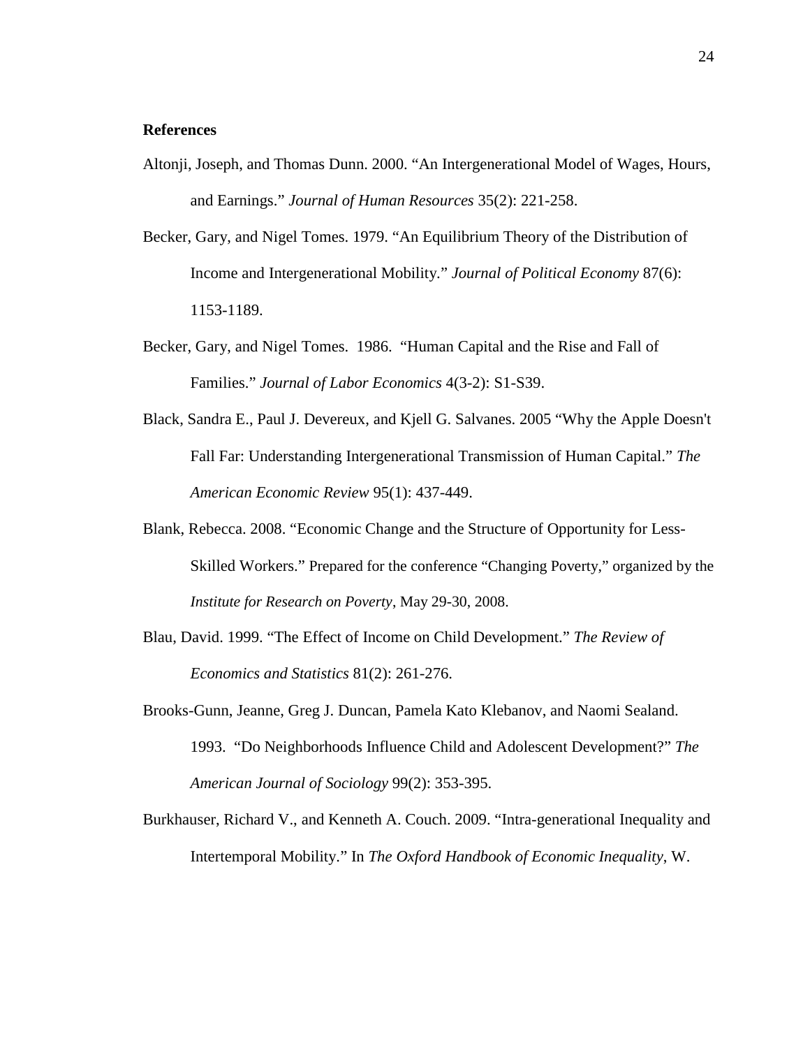**References**

Altonji, Joseph, and Thomas Dunn. 2000. "An Intergenerational Model of Wages, Hours, and Earnings." *Journal of Human Resources* 35(2): 221-258.

Becker, Gary, and Nigel Tomes. 1979. "An Equilibrium Theory of the Distribution of Income and Intergenerational Mobility." *Journal of Political Economy* 87(6): 1153-1189.

Becker, Gary, and Nigel Tomes. 1986. "Human Capital and the Rise and Fall of Families." *Journal of Labor Economics* 4(3-2): S1-S39.

Black, Sandra E., Paul J. Devereux, and Kjell G. Salvanes. 2005 "Why the Apple Doesn't Fall Far: Understanding Intergenerational Transmission of Human Capital." *The American Economic Review* 95(1): 437-449.

Blank, Rebecca. 2008. "Economic Change and the Structure of Opportunity for Less-Skilled Workers." Prepared for the conference "Changing Poverty," organized by the *Institute for Research on Poverty*, May 29-30, 2008.

Blau, David. 1999. "The Effect of Income on Child Development." *The Review of Economics and Statistics* 81(2): 261-276.

Brooks-Gunn, Jeanne, Greg J. Duncan, Pamela Kato Klebanov, and Naomi Sealand. 1993. "Do Neighborhoods Influence Child and Adolescent Development?" *The American Journal of Sociology* 99(2): 353-395.

Burkhauser, Richard V., and Kenneth A. Couch. 2009. "Intra-generational Inequality and Intertemporal Mobility." In *The Oxford Handbook of Economic Inequality*, W.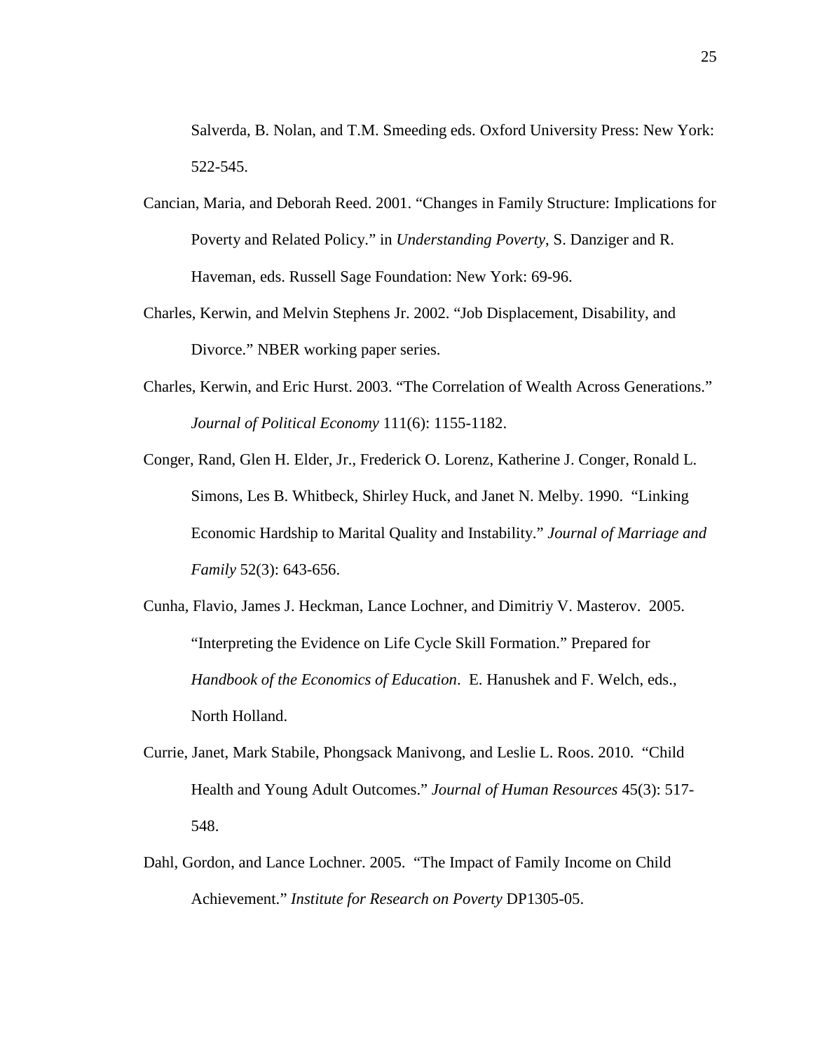Salverda, B. Nolan, and T.M. Smeeding eds. Oxford University Press: New York: 522-545.

Cancian, Maria, and Deborah Reed. 2001. "Changes in Family Structure: Implications for Poverty and Related Policy." in *Understanding Poverty*, S. Danziger and R. Haveman, eds. Russell Sage Foundation: New York: 69-96.

Charles, Kerwin, and Melvin Stephens Jr. 2002. "Job Displacement, Disability, and Divorce." NBER working paper series.

Charles, Kerwin, and Eric Hurst. 2003. "The Correlation of Wealth Across Generations." *Journal of Political Economy* 111(6): 1155-1182.

Conger, Rand, Glen H. Elder, Jr., Frederick O. Lorenz, Katherine J. Conger, Ronald L. Simons, Les B. Whitbeck, Shirley Huck, and Janet N. Melby. 1990. "Linking Economic Hardship to Marital Quality and Instability." *Journal of Marriage and Family* 52(3): 643-656.

Cunha, Flavio, James J. Heckman, Lance Lochner, and Dimitriy V. Masterov. 2005. "Interpreting the Evidence on Life Cycle Skill Formation." Prepared for *Handbook of the Economics of Education*. E. Hanushek and F. Welch, eds., North Holland.

Currie, Janet, Mark Stabile, Phongsack Manivong, and Leslie L. Roos. 2010. "Child Health and Young Adult Outcomes." *Journal of Human Resources* 45(3): 517-548.

Dahl, Gordon, and Lance Lochner. 2005. "The Impact of Family Income on Child Achievement." *Institute for Research on Poverty* DP1305-05.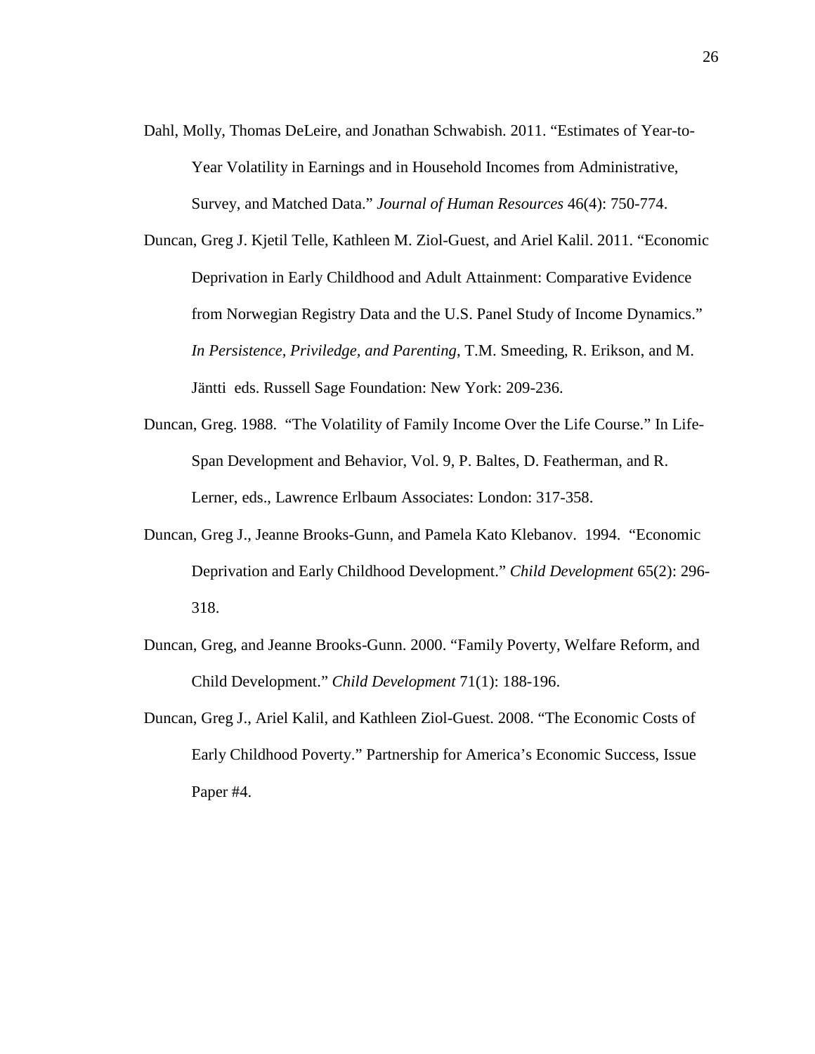Dahl, Molly, Thomas DeLeire, and Jonathan Schwabish. 2011. "Estimates of Year-to-Year Volatility in Earnings and in Household Incomes from Administrative, Survey, and Matched Data." *Journal of Human Resources* 46(4): 750-774.

Duncan, Greg J. Kjetil Telle, Kathleen M. Ziol-Guest, and Ariel Kalil. 2011. "Economic Deprivation in Early Childhood and Adult Attainment: Comparative Evidence from Norwegian Registry Data and the U.S. Panel Study of Income Dynamics." *In Persistence, Priviledge, and Parenting*, T.M. Smeeding, R. Erikson, and M. Jäntti eds. Russell Sage Foundation: New York: 209-236.

Duncan, Greg. 1988. "The Volatility of Family Income Over the Life Course." In Life-Span Development and Behavior, Vol. 9, P. Baltes, D. Featherman, and R. Lerner, eds., Lawrence Erlbaum Associates: London: 317-358.

Duncan, Greg J., Jeanne Brooks-Gunn, and Pamela Kato Klebanov. 1994. "Economic Deprivation and Early Childhood Development." *Child Development* 65(2): 296-318.

Duncan, Greg, and Jeanne Brooks-Gunn. 2000. "Family Poverty, Welfare Reform, and Child Development." *Child Development* 71(1): 188-196.

Duncan, Greg J., Ariel Kalil, and Kathleen Ziol-Guest. 2008. "The Economic Costs of Early Childhood Poverty." Partnership for America's Economic Success, Issue Paper #4.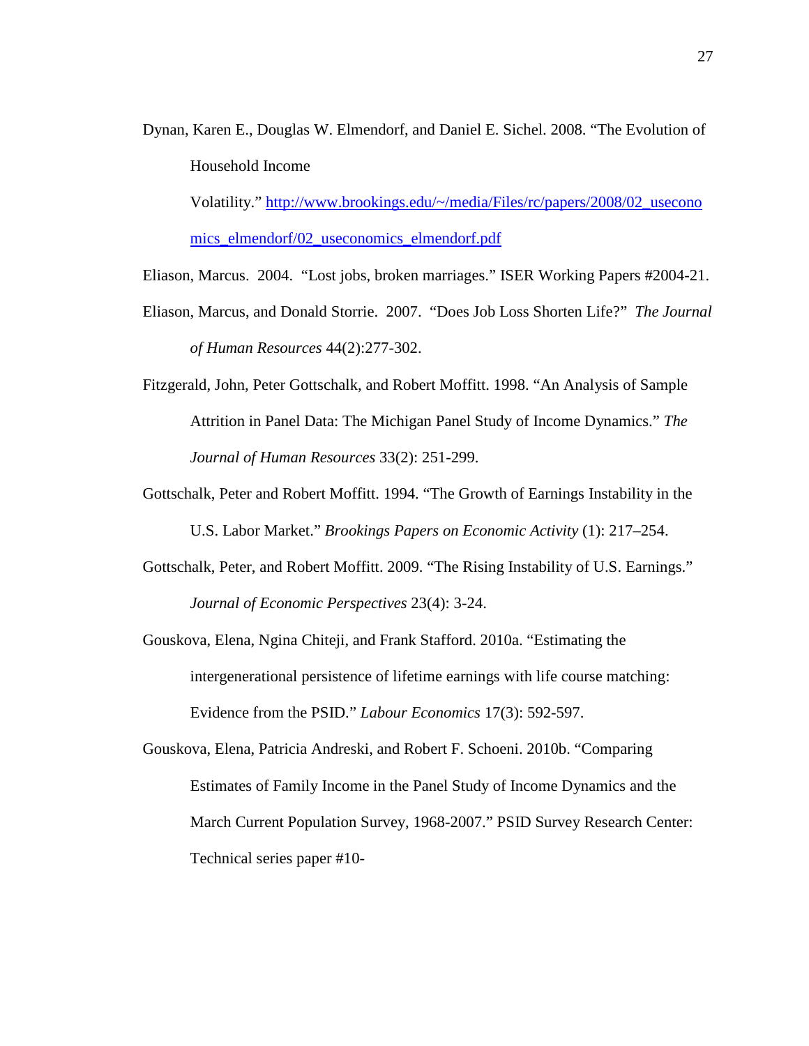Dynan, Karen E., Douglas W. Elmendorf, and Daniel E. Sichel. 2008. "The Evolution of Household Income Volatility." http://www.brookings.edu/~/media/Files/rc/papers/2008/02_useconomics_elmendorf/02_useconomics_elmendorf.pdf

Eliason, Marcus. 2004. "Lost jobs, broken marriages." ISER Working Papers #2004-21.

Eliason, Marcus, and Donald Storrie. 2007. "Does Job Loss Shorten Life?" *The Journal of Human Resources* 44(2):277-302.

Fitzgerald, John, Peter Gottschalk, and Robert Moffitt. 1998. "An Analysis of Sample Attrition in Panel Data: The Michigan Panel Study of Income Dynamics." *The Journal of Human Resources* 33(2): 251-299.

Gottschalk, Peter and Robert Moffitt. 1994. "The Growth of Earnings Instability in the U.S. Labor Market." *Brookings Papers on Economic Activity* (1): 217–254.

Gottschalk, Peter, and Robert Moffitt. 2009. "The Rising Instability of U.S. Earnings." *Journal of Economic Perspectives* 23(4): 3-24.

Gouskova, Elena, Ngina Chiteji, and Frank Stafford. 2010a. "Estimating the intergenerational persistence of lifetime earnings with life course matching: Evidence from the PSID." *Labour Economics* 17(3): 592-597.

Gouskova, Elena, Patricia Andreski, and Robert F. Schoeni. 2010b. "Comparing Estimates of Family Income in the Panel Study of Income Dynamics and the March Current Population Survey, 1968-2007." PSID Survey Research Center: Technical series paper #10-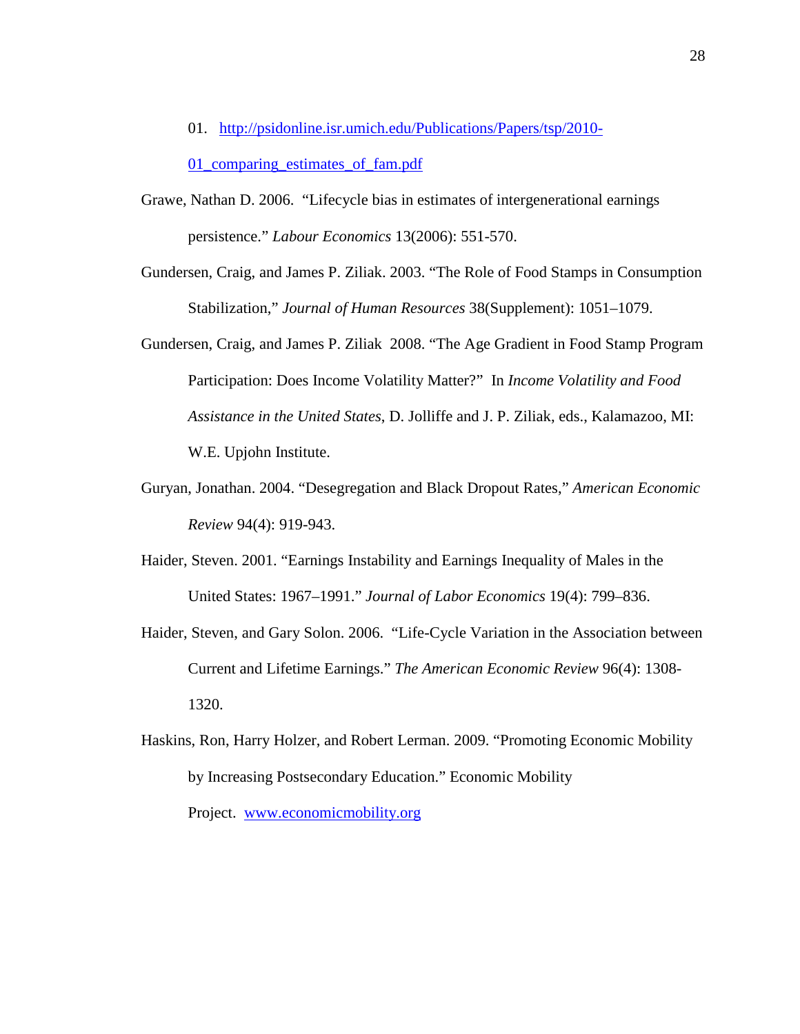01. http://psidonline.isr.umich.edu/Publications/Papers/tsp/2010-01_comparing_estimates_of_fam.pdf

Grawe, Nathan D. 2006. "Lifecycle bias in estimates of intergenerational earnings persistence." *Labour Economics* 13(2006): 551-570.

Gundersen, Craig, and James P. Ziliak. 2003. "The Role of Food Stamps in Consumption Stabilization," *Journal of Human Resources* 38(Supplement): 1051–1079.

Gundersen, Craig, and James P. Ziliak 2008. "The Age Gradient in Food Stamp Program Participation: Does Income Volatility Matter?" In *Income Volatility and Food Assistance in the United States*, D. Jolliffe and J. P. Ziliak, eds., Kalamazoo, MI: W.E. Upjohn Institute.

Guryan, Jonathan. 2004. "Desegregation and Black Dropout Rates," *American Economic Review* 94(4): 919-943.

Haider, Steven. 2001. "Earnings Instability and Earnings Inequality of Males in the United States: 1967–1991." *Journal of Labor Economics* 19(4): 799–836.

Haider, Steven, and Gary Solon. 2006. "Life-Cycle Variation in the Association between Current and Lifetime Earnings." *The American Economic Review* 96(4): 1308-1320.

Haskins, Ron, Harry Holzer, and Robert Lerman. 2009. "Promoting Economic Mobility by Increasing Postsecondary Education." Economic Mobility Project. www.economicmobility.org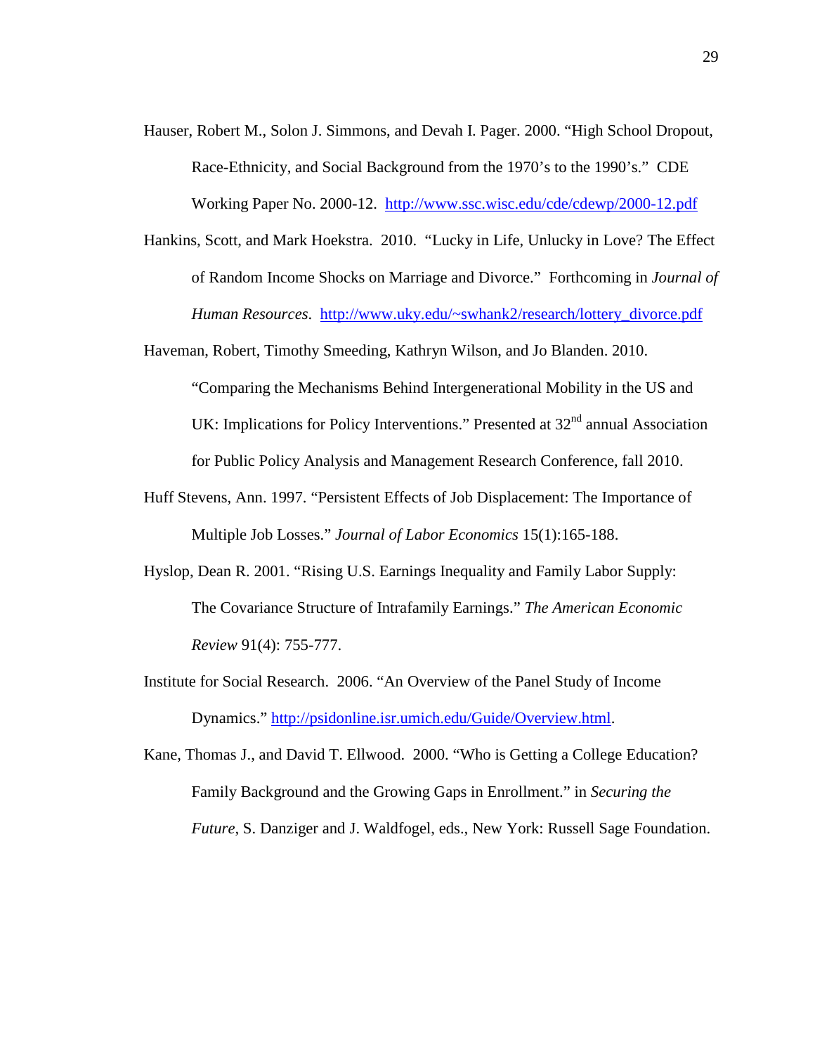Hauser, Robert M., Solon J. Simmons, and Devah I. Pager. 2000. "High School Dropout, Race-Ethnicity, and Social Background from the 1970's to the 1990's." CDE Working Paper No. 2000-12. http://www.ssc.wisc.edu/cde/cdewp/2000-12.pdf

Hankins, Scott, and Mark Hoekstra. 2010. "Lucky in Life, Unlucky in Love? The Effect of Random Income Shocks on Marriage and Divorce." Forthcoming in *Journal of Human Resources*. http://www.uky.edu/~swhank2/research/lottery_divorce.pdf

Haveman, Robert, Timothy Smeeding, Kathryn Wilson, and Jo Blanden. 2010. "Comparing the Mechanisms Behind Intergenerational Mobility in the US and UK: Implications for Policy Interventions." Presented at 32nd annual Association for Public Policy Analysis and Management Research Conference, fall 2010.

Huff Stevens, Ann. 1997. "Persistent Effects of Job Displacement: The Importance of Multiple Job Losses." *Journal of Labor Economics* 15(1):165-188.

Hyslop, Dean R. 2001. "Rising U.S. Earnings Inequality and Family Labor Supply: The Covariance Structure of Intrafamily Earnings." *The American Economic Review* 91(4): 755-777.

Institute for Social Research. 2006. "An Overview of the Panel Study of Income Dynamics." http://psidonline.isr.umich.edu/Guide/Overview.html.

Kane, Thomas J., and David T. Ellwood. 2000. "Who is Getting a College Education? Family Background and the Growing Gaps in Enrollment." in *Securing the Future*, S. Danziger and J. Waldfogel, eds., New York: Russell Sage Foundation.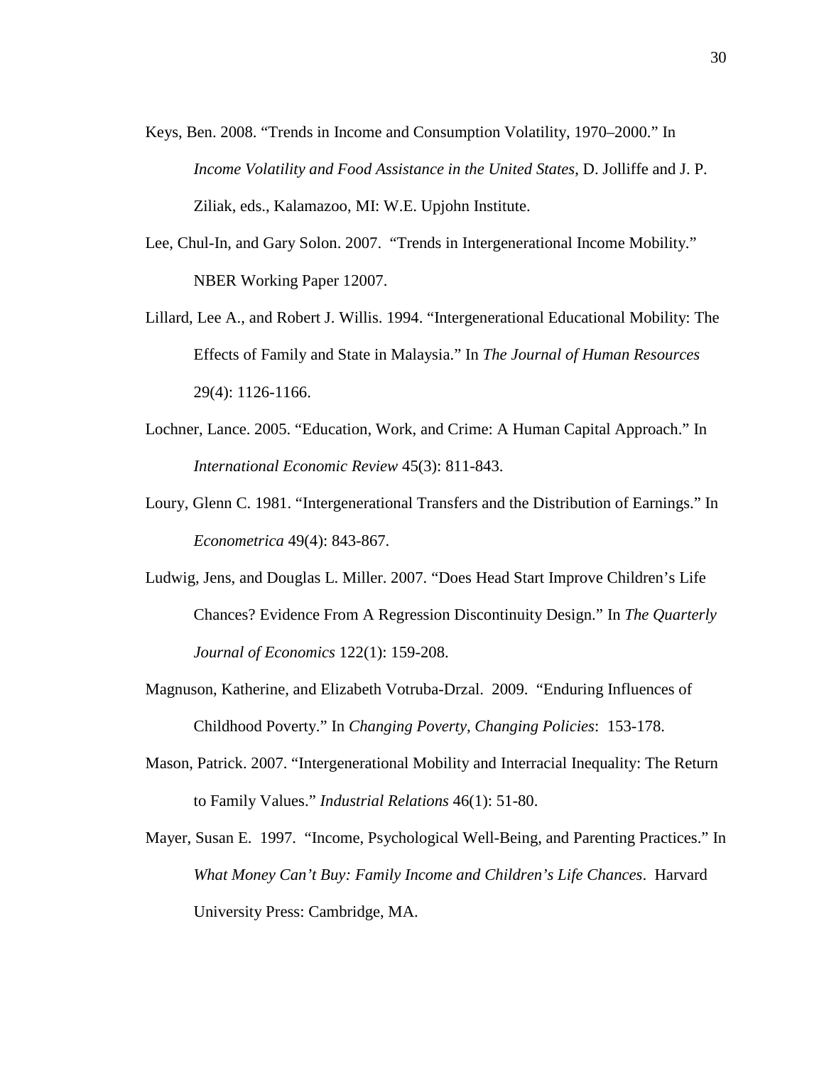Keys, Ben. 2008. “Trends in Income and Consumption Volatility, 1970–2000.” In *Income Volatility and Food Assistance in the United States*, D. Jolliffe and J. P. Ziliak, eds., Kalamazoo, MI: W.E. Upjohn Institute.

Lee, Chul-In, and Gary Solon. 2007. “Trends in Intergenerational Income Mobility.” NBER Working Paper 12007.

Lillard, Lee A., and Robert J. Willis. 1994. “Intergenerational Educational Mobility: The Effects of Family and State in Malaysia.” In *The Journal of Human Resources* 29(4): 1126-1166.

Lochner, Lance. 2005. “Education, Work, and Crime: A Human Capital Approach.” In *International Economic Review* 45(3): 811-843.

Loury, Glenn C. 1981. “Intergenerational Transfers and the Distribution of Earnings.” In *Econometrica* 49(4): 843-867.

Ludwig, Jens, and Douglas L. Miller. 2007. “Does Head Start Improve Children’s Life Chances? Evidence From A Regression Discontinuity Design.” In *The Quarterly Journal of Economics* 122(1): 159-208.

Magnuson, Katherine, and Elizabeth Votruba-Drzal. 2009. “Enduring Influences of Childhood Poverty.” In *Changing Poverty, Changing Policies*: 153-178.

Mason, Patrick. 2007. “Intergenerational Mobility and Interracial Inequality: The Return to Family Values.” *Industrial Relations* 46(1): 51-80.

Mayer, Susan E. 1997. “Income, Psychological Well-Being, and Parenting Practices.” In *What Money Can’t Buy: Family Income and Children’s Life Chances*. Harvard University Press: Cambridge, MA.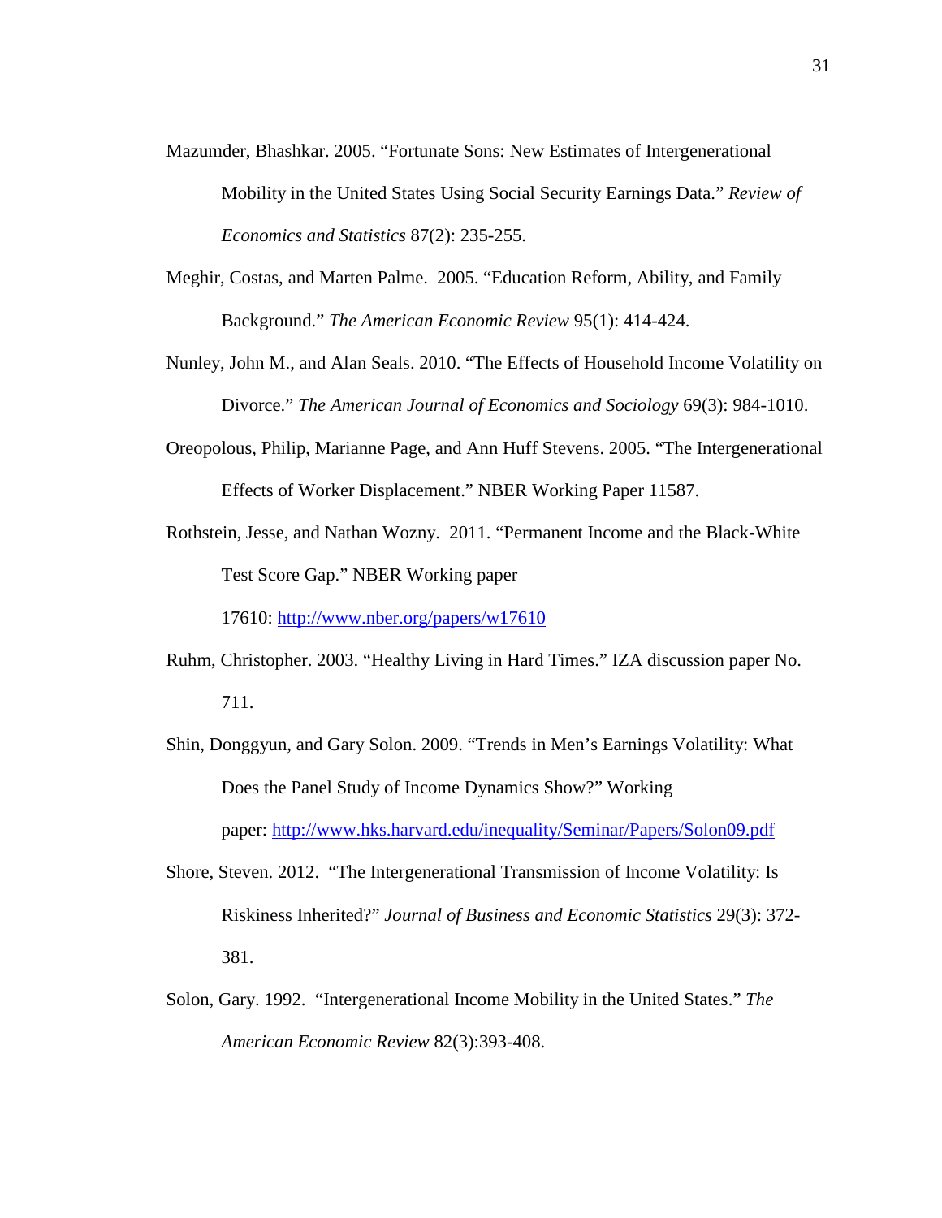Mazumder, Bhashkar. 2005. "Fortunate Sons: New Estimates of Intergenerational Mobility in the United States Using Social Security Earnings Data." *Review of Economics and Statistics* 87(2): 235-255.

Meghir, Costas, and Marten Palme. 2005. "Education Reform, Ability, and Family Background." *The American Economic Review* 95(1): 414-424.

Nunley, John M., and Alan Seals. 2010. "The Effects of Household Income Volatility on Divorce." *The American Journal of Economics and Sociology* 69(3): 984-1010.

Oreopolous, Philip, Marianne Page, and Ann Huff Stevens. 2005. "The Intergenerational Effects of Worker Displacement." NBER Working Paper 11587.

Rothstein, Jesse, and Nathan Wozny. 2011. "Permanent Income and the Black-White Test Score Gap." NBER Working paper 17610: http://www.nber.org/papers/w17610

Ruhm, Christopher. 2003. "Healthy Living in Hard Times." IZA discussion paper No. 711.

Shin, Donggyun, and Gary Solon. 2009. "Trends in Men's Earnings Volatility: What Does the Panel Study of Income Dynamics Show?" Working paper: http://www.hks.harvard.edu/inequality/Seminar/Papers/Solon09.pdf

Shore, Steven. 2012. "The Intergenerational Transmission of Income Volatility: Is Riskiness Inherited?" *Journal of Business and Economic Statistics* 29(3): 372-381.

Solon, Gary. 1992. "Intergenerational Income Mobility in the United States." *The American Economic Review* 82(3):393-408.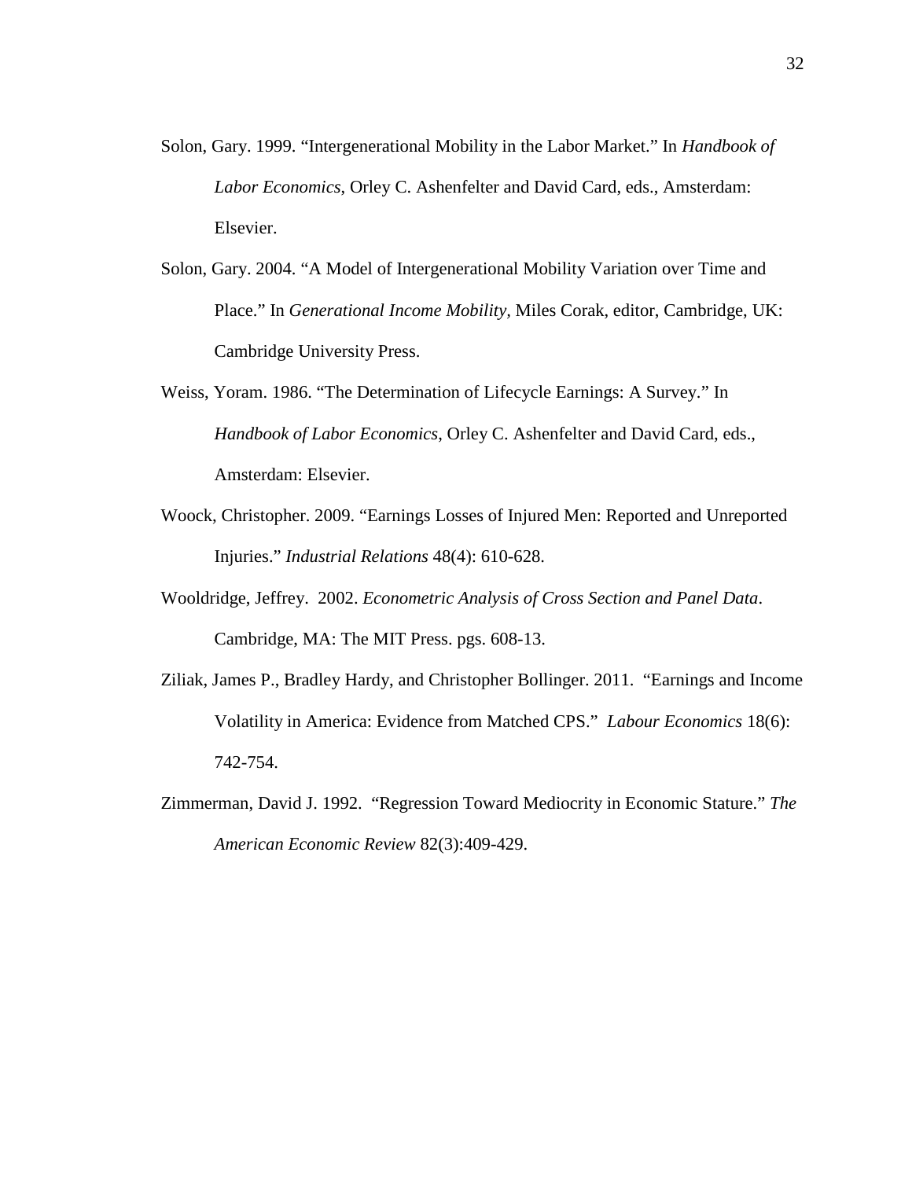Solon, Gary. 1999. "Intergenerational Mobility in the Labor Market." In *Handbook of Labor Economics*, Orley C. Ashenfelter and David Card, eds., Amsterdam: Elsevier.

Solon, Gary. 2004. "A Model of Intergenerational Mobility Variation over Time and Place." In *Generational Income Mobility*, Miles Corak, editor, Cambridge, UK: Cambridge University Press.

Weiss, Yoram. 1986. "The Determination of Lifecycle Earnings: A Survey." In *Handbook of Labor Economics*, Orley C. Ashenfelter and David Card, eds., Amsterdam: Elsevier.

Woock, Christopher. 2009. "Earnings Losses of Injured Men: Reported and Unreported Injuries." *Industrial Relations* 48(4): 610-628.

Wooldridge, Jeffrey. 2002. *Econometric Analysis of Cross Section and Panel Data*. Cambridge, MA: The MIT Press. pgs. 608-13.

Ziliak, James P., Bradley Hardy, and Christopher Bollinger. 2011. "Earnings and Income Volatility in America: Evidence from Matched CPS." *Labour Economics* 18(6): 742-754.

Zimmerman, David J. 1992. "Regression Toward Mediocrity in Economic Stature." *The American Economic Review* 82(3):409-429.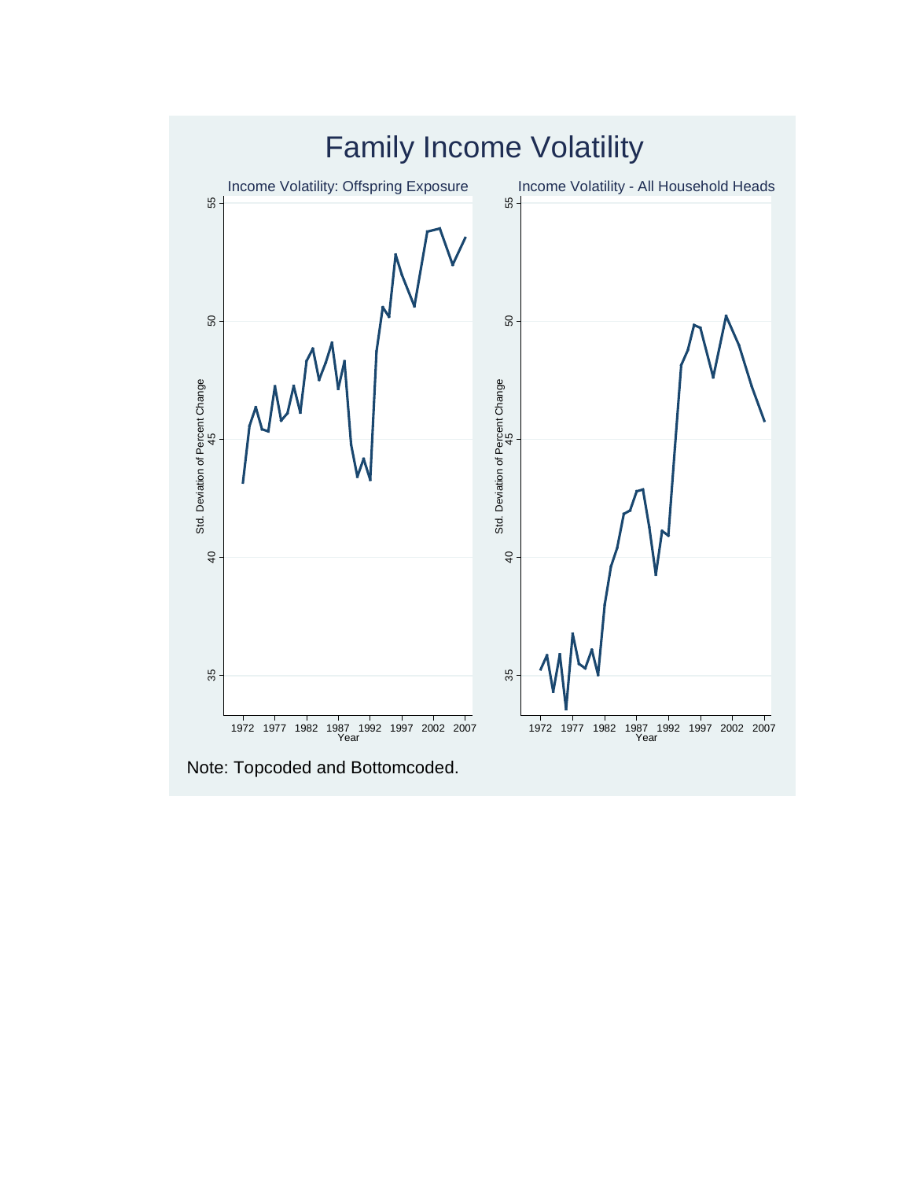# Family Income Volatility

Income Volatility: Offspring Exposure

Std. Deviation of Percent Change

55
50
45
40
35

1972 1977 1982 1987 1992 1997 2002 2007

Year

Income Volatility - All Household Heads

Std. Deviation of Percent Change

55
50
45
40
35

1972 1977 1982 1987 1992 1997 2002 2007

Year

Note: Topcoded and Bottomcoded.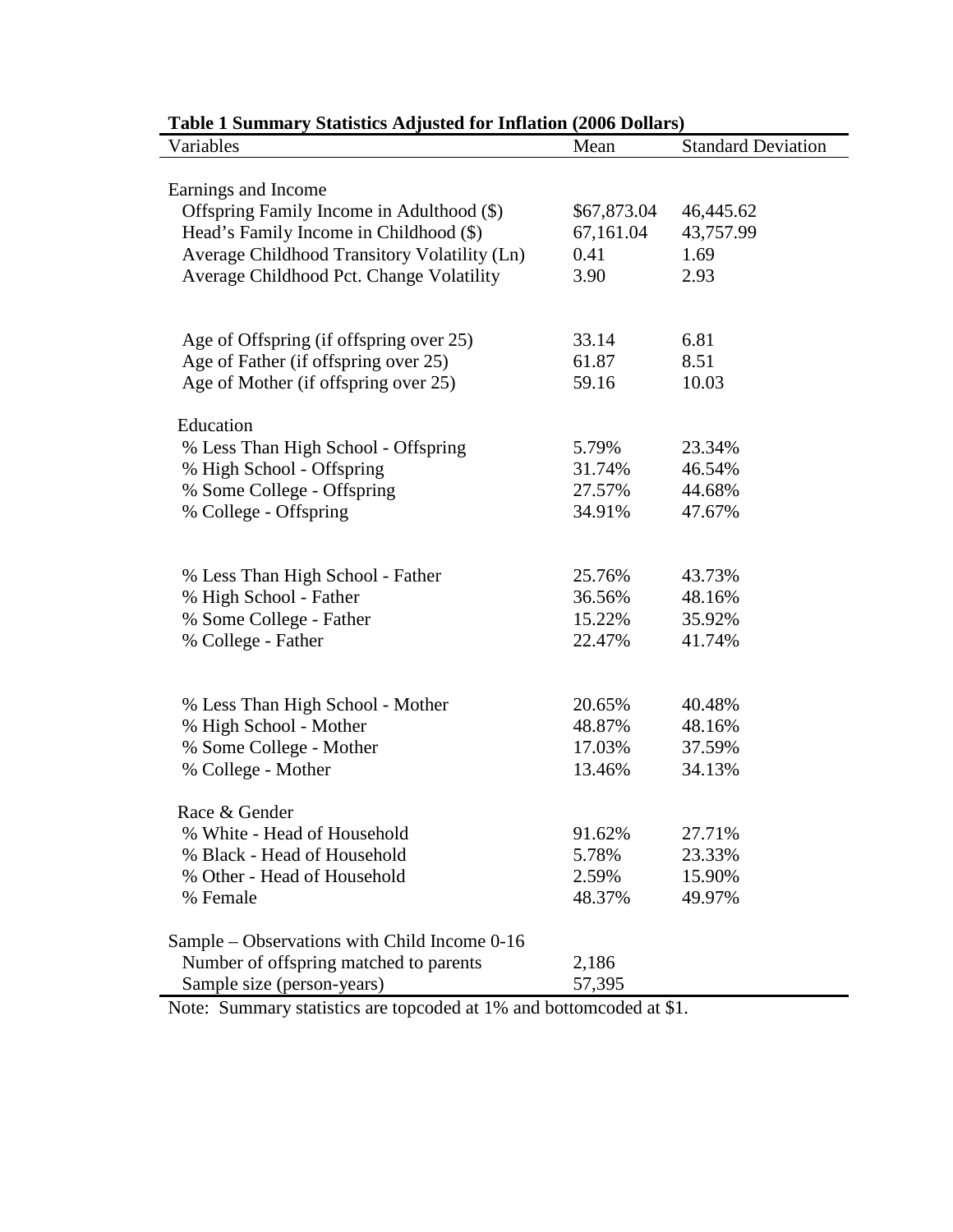**Table 1 Summary Statistics Adjusted for Inflation (2006 Dollars)**

| Variables | Mean | Standard Deviation |
|---|---|---|
| Earnings and Income | | |
| Offspring Family Income in Adulthood ($) | $67,873.04 | 46,445.62 |
| Head's Family Income in Childhood ($) | 67,161.04 | 43,757.99 |
| Average Childhood Transitory Volatility (Ln) | 0.41 | 1.69 |
| Average Childhood Pct. Change Volatility | 3.90 | 2.93 |
| | | |
| Age of Offspring (if offspring over 25) | 33.14 | 6.81 |
| Age of Father (if offspring over 25) | 61.87 | 8.51 |
| Age of Mother (if offspring over 25) | 59.16 | 10.03 |
| Education | | |
| % Less Than High School - Offspring | 5.79% | 23.34% |
| % High School - Offspring | 31.74% | 46.54% |
| % Some College - Offspring | 27.57% | 44.68% |
| % College - Offspring | 34.91% | 47.67% |
| | | |
| % Less Than High School - Father | 25.76% | 43.73% |
| % High School - Father | 36.56% | 48.16% |
| % Some College - Father | 15.22% | 35.92% |
| % College - Father | 22.47% | 41.74% |
| | | |
| % Less Than High School - Mother | 20.65% | 40.48% |
| % High School - Mother | 48.87% | 48.16% |
| % Some College - Mother | 17.03% | 37.59% |
| % College - Mother | 13.46% | 34.13% |
| Race & Gender | | |
| % White - Head of Household | 91.62% | 27.71% |
| % Black - Head of Household | 5.78% | 23.33% |
| % Other - Head of Household | 2.59% | 15.90% |
| % Female | 48.37% | 49.97% |
| Sample – Observations with Child Income 0-16 | | |
| Number of offspring matched to parents | 2,186 | |
| Sample size (person-years) | 57,395 | |

Note: Summary statistics are topcoded at 1% and bottomcoded at $1.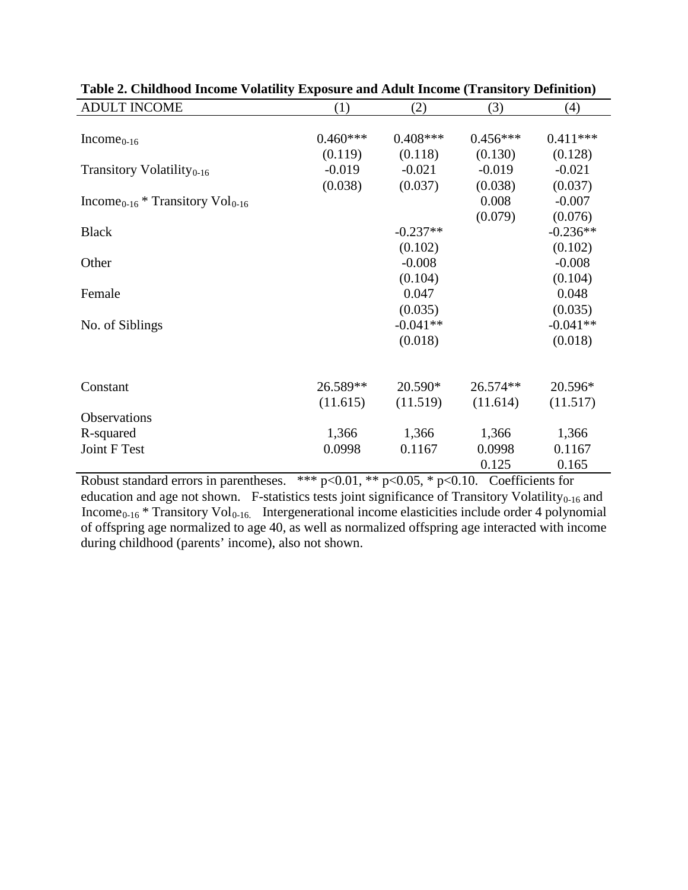**Table 2. Childhood Income Volatility Exposure and Adult Income (Transitory Definition)**

| ADULT INCOME | (1) | (2) | (3) | (4) |
|---|---|---|---|---|
| $\text{Income}_{0\text{-}16}$ | 0.460*** | 0.408*** | 0.456*** | 0.411*** |
| | (0.119) | (0.118) | (0.130) | (0.128) |
| $\text{Transitory Volatility}_{0\text{-}16}$ | -0.019 | -0.021 | -0.019 | -0.021 |
| | (0.038) | (0.037) | (0.038) | (0.037) |
| $\text{Income}_{0\text{-}16}$ * $\text{Transitory Vol}_{0\text{-}16}$ | | | 0.008 | -0.007 |
| | | | (0.079) | (0.076) |
| Black | | -0.237** | | -0.236** |
| | | (0.102) | | (0.102) |
| Other | | -0.008 | | -0.008 |
| | | (0.104) | | (0.104) |
| Female | | 0.047 | | 0.048 |
| | | (0.035) | | (0.035) |
| No. of Siblings | | -0.041** | | -0.041** |
| | | (0.018) | | (0.018) |
| Constant | 26.589** | 20.590* | 26.574** | 20.596* |
| | (11.615) | (11.519) | (11.614) | (11.517) |
| Observations | | | | |
| R-squared | 1,366 | 1,366 | 1,366 | 1,366 |
| Joint F Test | 0.0998 | 0.1167 | 0.0998 | 0.1167 |
| | | | 0.125 | 0.165 |

Robust standard errors in parentheses. *** p<0.01, ** p<0.05, * p<0.10. Coefficients for education and age not shown. F-statistics tests joint significance of $\text{Transitory Volatility}_{0\text{-}16}$ and $\text{Income}_{0\text{-}16}$ * $\text{Transitory Vol}_{0\text{-}16}$. Intergenerational income elasticities include order 4 polynomial of offspring age normalized to age 40, as well as normalized offspring age interacted with income during childhood (parents' income), also not shown.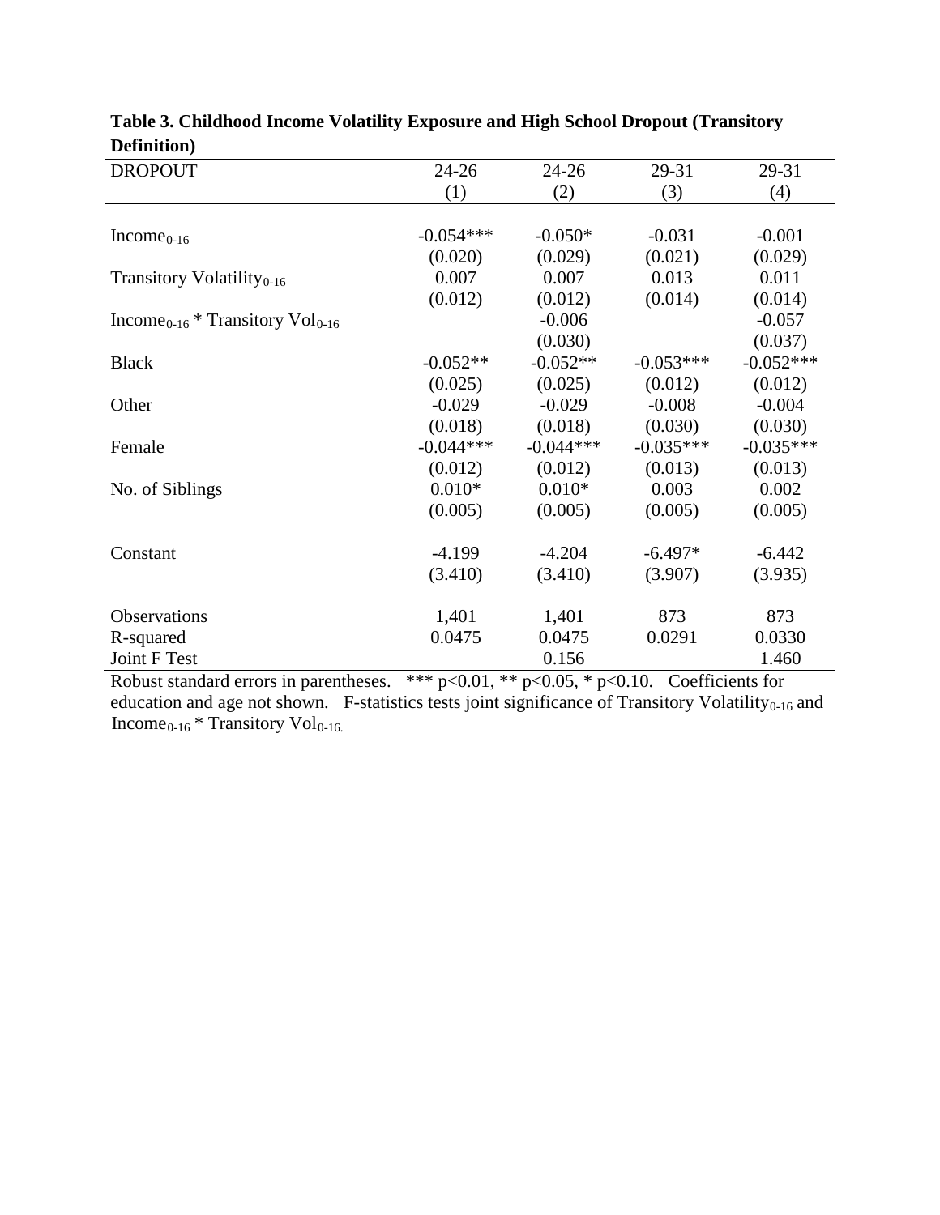**Table 3. Childhood Income Volatility Exposure and High School Dropout (Transitory Definition)**

| DROPOUT | 24-26 | 24-26 | 29-31 | 29-31 |
|---|---|---|---|---|
| | (1) | (2) | (3) | (4) |
| $\text{Income}_{0\text{-}16}$ | -0.054*** | -0.050* | -0.031 | -0.001 |
| | (0.020) | (0.029) | (0.021) | (0.029) |
| $\text{Transitory Volatility}_{0\text{-}16}$ | 0.007 | 0.007 | 0.013 | 0.011 |
| | (0.012) | (0.012) | (0.014) | (0.014) |
| $\text{Income}_{0\text{-}16}$ * $\text{Transitory Vol}_{0\text{-}16}$ | | -0.006 | | -0.057 |
| | | (0.030) | | (0.037) |
| Black | -0.052** | -0.052** | -0.053*** | -0.052*** |
| | (0.025) | (0.025) | (0.012) | (0.012) |
| Other | -0.029 | -0.029 | -0.008 | -0.004 |
| | (0.018) | (0.018) | (0.030) | (0.030) |
| Female | -0.044*** | -0.044*** | -0.035*** | -0.035*** |
| | (0.012) | (0.012) | (0.013) | (0.013) |
| No. of Siblings | 0.010* | 0.010* | 0.003 | 0.002 |
| | (0.005) | (0.005) | (0.005) | (0.005) |
| Constant | -4.199 | -4.204 | -6.497* | -6.442 |
| | (3.410) | (3.410) | (3.907) | (3.935) |
| Observations | 1,401 | 1,401 | 873 | 873 |
| R-squared | 0.0475 | 0.0475 | 0.0291 | 0.0330 |
| Joint F Test | | 0.156 | | 1.460 |

Robust standard errors in parentheses. *** p<0.01, ** p<0.05, * p<0.10. Coefficients for education and age not shown. F-statistics tests joint significance of $\text{Transitory Volatility}_{0\text{-}16}$ and $\text{Income}_{0\text{-}16}$ * $\text{Transitory Vol}_{0\text{-}16}$.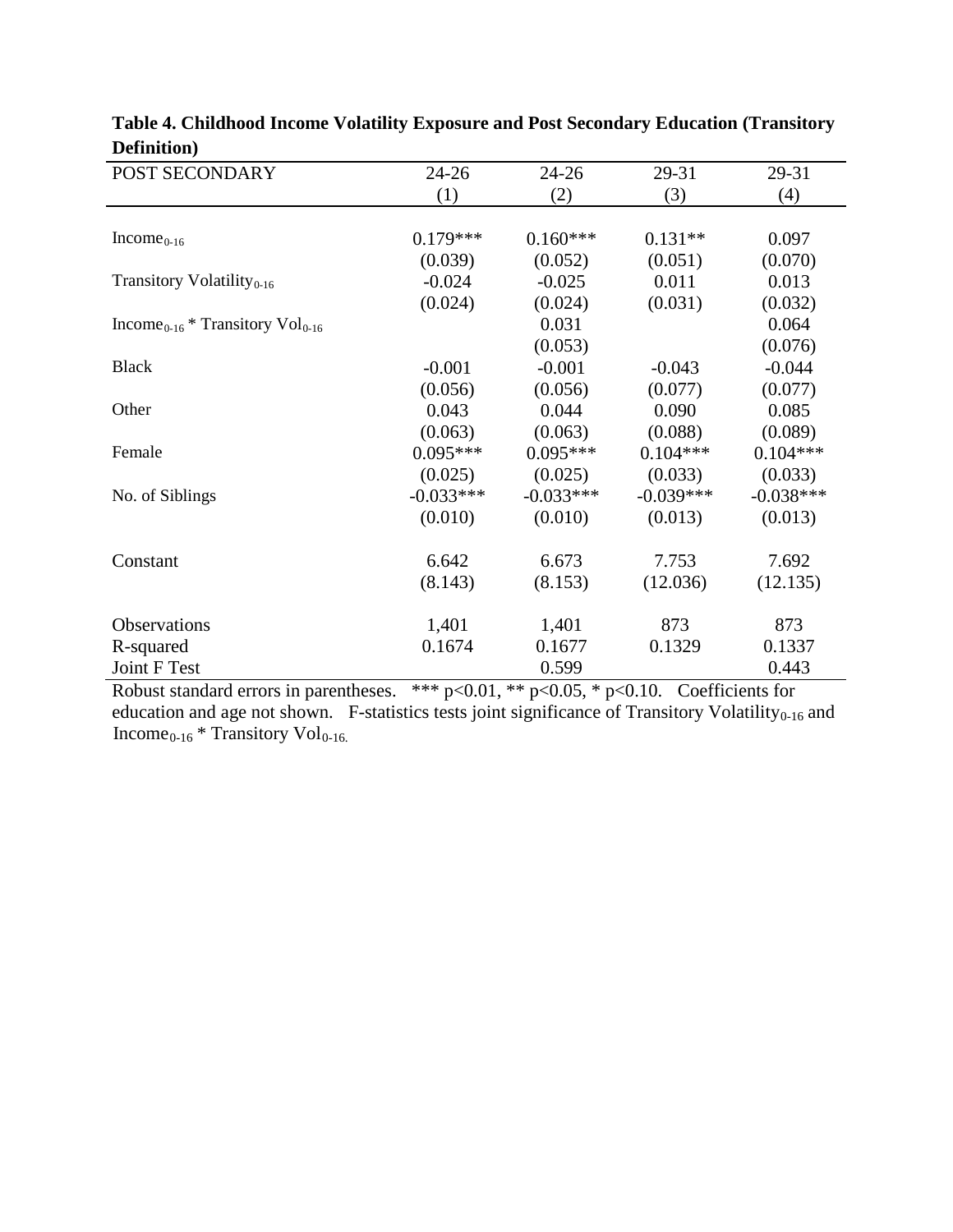**Table 4. Childhood Income Volatility Exposure and Post Secondary Education (Transitory Definition)**

| POST SECONDARY | 24-26<br>(1) | 24-26<br>(2) | 29-31<br>(3) | 29-31<br>(4) |
|---|---|---|---|---|
| $Income_{0\text{-}16}$ | 0.179*** | 0.160*** | 0.131** | 0.097 |
| | (0.039) | (0.052) | (0.051) | (0.070) |
| Transitory $Volatility_{0\text{-}16}$ | -0.024 | -0.025 | 0.011 | 0.013 |
| | (0.024) | (0.024) | (0.031) | (0.032) |
| $Income_{0\text{-}16}$ * Transitory $Vol_{0\text{-}16}$ | | 0.031 | | 0.064 |
| | | (0.053) | | (0.076) |
| Black | -0.001 | -0.001 | -0.043 | -0.044 |
| | (0.056) | (0.056) | (0.077) | (0.077) |
| Other | 0.043 | 0.044 | 0.090 | 0.085 |
| | (0.063) | (0.063) | (0.088) | (0.089) |
| Female | 0.095*** | 0.095*** | 0.104*** | 0.104*** |
| | (0.025) | (0.025) | (0.033) | (0.033) |
| No. of Siblings | -0.033*** | -0.033*** | -0.039*** | -0.038*** |
| | (0.010) | (0.010) | (0.013) | (0.013) |
| Constant | 6.642 | 6.673 | 7.753 | 7.692 |
| | (8.143) | (8.153) | (12.036) | (12.135) |
| Observations | 1,401 | 1,401 | 873 | 873 |
| R-squared | 0.1674 | 0.1677 | 0.1329 | 0.1337 |
| Joint F Test | | 0.599 | | 0.443 |

Robust standard errors in parentheses. *** $p<0.01$, ** $p<0.05$, * $p<0.10$. Coefficients for education and age not shown. F-statistics tests joint significance of Transitory $Volatility_{0\text{-}16}$ and $Income_{0\text{-}16}$ * Transitory $Vol_{0\text{-}16}$.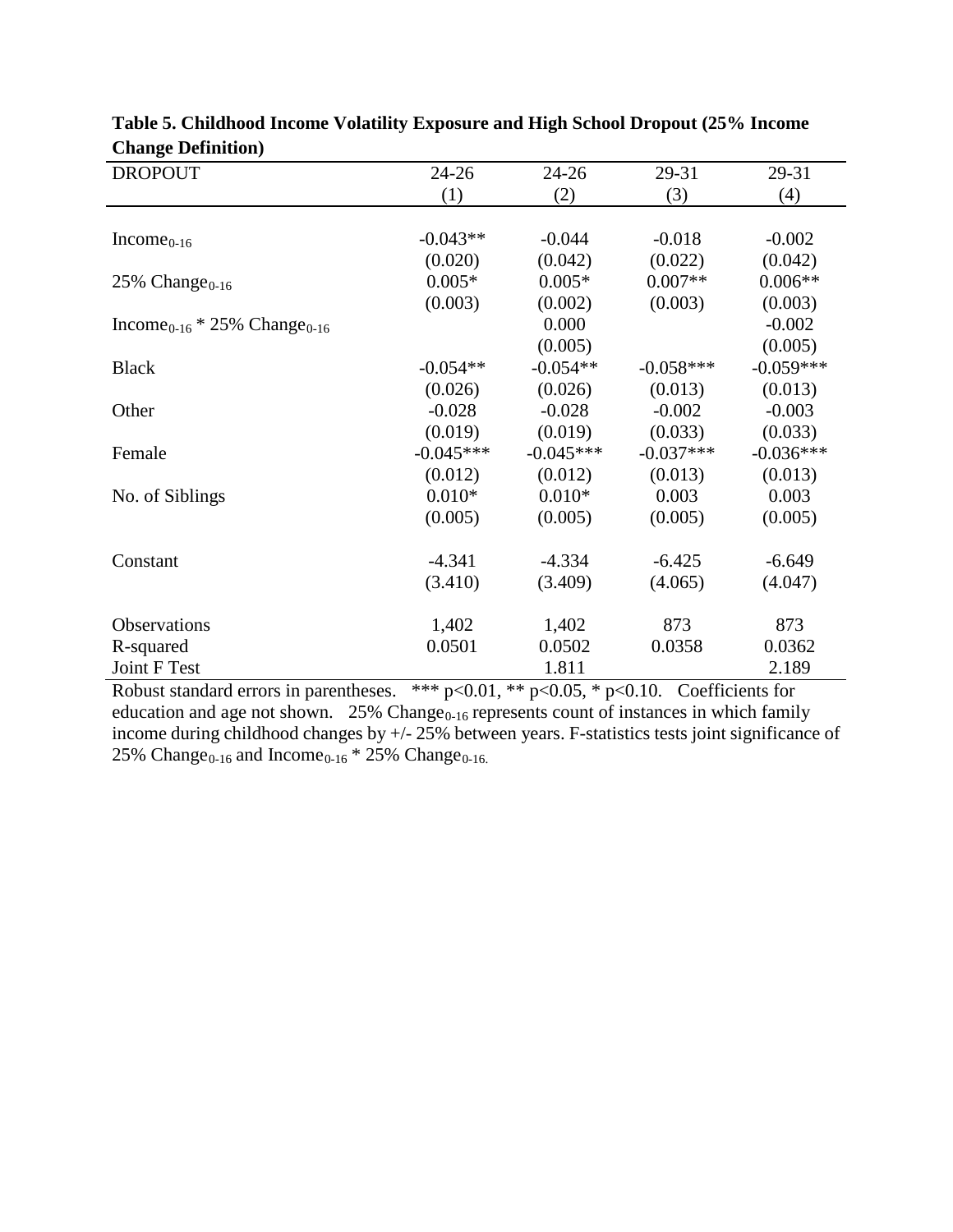**Table 5. Childhood Income Volatility Exposure and High School Dropout (25% Income Change Definition)**

| DROPOUT | 24-26 | 24-26 | 29-31 | 29-31 |
|---|---|---|---|---|
| | (1) | (2) | (3) | (4) |
| $Income_{0-16}$ | -0.043** | -0.044 | -0.018 | -0.002 |
| | (0.020) | (0.042) | (0.022) | (0.042) |
| 25% $Change_{0-16}$ | 0.005* | 0.005* | 0.007** | 0.006** |
| | (0.003) | (0.002) | (0.003) | (0.003) |
| $Income_{0-16}$ * 25% $Change_{0-16}$ | | 0.000 | | -0.002 |
| | | (0.005) | | (0.005) |
| Black | -0.054** | -0.054** | -0.058*** | -0.059*** |
| | (0.026) | (0.026) | (0.013) | (0.013) |
| Other | -0.028 | -0.028 | -0.002 | -0.003 |
| | (0.019) | (0.019) | (0.033) | (0.033) |
| Female | -0.045*** | -0.045*** | -0.037*** | -0.036*** |
| | (0.012) | (0.012) | (0.013) | (0.013) |
| No. of Siblings | 0.010* | 0.010* | 0.003 | 0.003 |
| | (0.005) | (0.005) | (0.005) | (0.005) |
| Constant | -4.341 | -4.334 | -6.425 | -6.649 |
| | (3.410) | (3.409) | (4.065) | (4.047) |
| Observations | 1,402 | 1,402 | 873 | 873 |
| R-squared | 0.0501 | 0.0502 | 0.0358 | 0.0362 |
| Joint F Test | | 1.811 | | 2.189 |

Robust standard errors in parentheses. *** p<0.01, ** p<0.05, * p<0.10. Coefficients for education and age not shown. 25% $Change_{0-16}$ represents count of instances in which family income during childhood changes by +/- 25% between years. F-statistics tests joint significance of 25% $Change_{0-16}$ and $Income_{0-16}$ * 25% $Change_{0-16}$.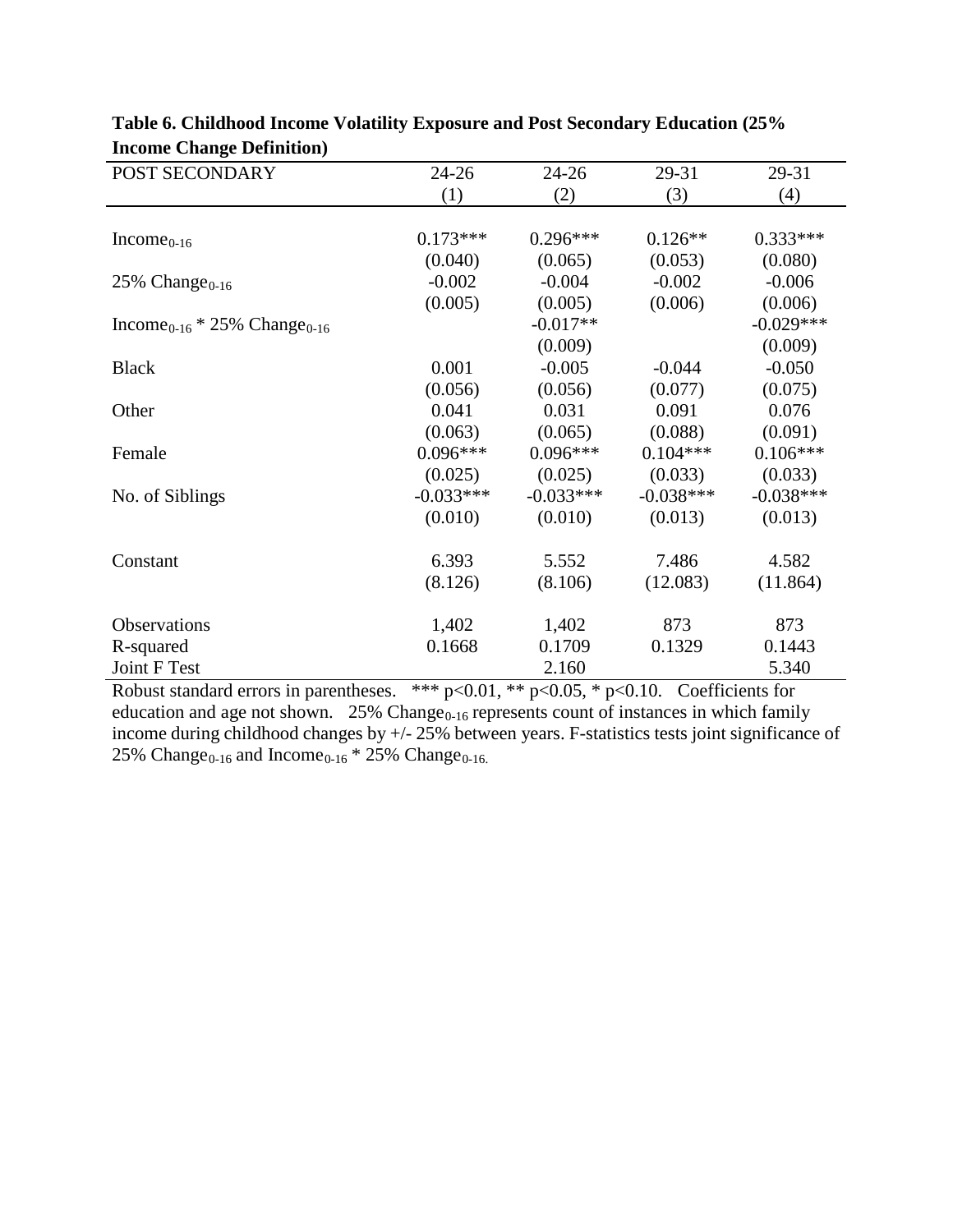**Table 6. Childhood Income Volatility Exposure and Post Secondary Education (25% Income Change Definition)**

| POST SECONDARY | 24-26 | 24-26 | 29-31 | 29-31 |
|---|---|---|---|---|
| | (1) | (2) | (3) | (4) |
| $Income_{0\text{-}16}$ | 0.173*** | 0.296*** | 0.126** | 0.333*** |
| | (0.040) | (0.065) | (0.053) | (0.080) |
| 25% $Change_{0\text{-}16}$ | -0.002 | -0.004 | -0.002 | -0.006 |
| | (0.005) | (0.005) | (0.006) | (0.006) |
| $Income_{0\text{-}16}$ * 25% $Change_{0\text{-}16}$ | | -0.017** | | -0.029*** |
| | | (0.009) | | (0.009) |
| Black | 0.001 | -0.005 | -0.044 | -0.050 |
| | (0.056) | (0.056) | (0.077) | (0.075) |
| Other | 0.041 | 0.031 | 0.091 | 0.076 |
| | (0.063) | (0.065) | (0.088) | (0.091) |
| Female | 0.096*** | 0.096*** | 0.104*** | 0.106*** |
| | (0.025) | (0.025) | (0.033) | (0.033) |
| No. of Siblings | -0.033*** | -0.033*** | -0.038*** | -0.038*** |
| | (0.010) | (0.010) | (0.013) | (0.013) |
| Constant | 6.393 | 5.552 | 7.486 | 4.582 |
| | (8.126) | (8.106) | (12.083) | (11.864) |
| Observations | 1,402 | 1,402 | 873 | 873 |
| R-squared | 0.1668 | 0.1709 | 0.1329 | 0.1443 |
| Joint F Test | | 2.160 | | 5.340 |

Robust standard errors in parentheses. *** $p<0.01$, ** $p<0.05$, * $p<0.10$. Coefficients for education and age not shown. 25% $Change_{0\text{-}16}$ represents count of instances in which family income during childhood changes by +/- 25% between years. F-statistics tests joint significance of 25% $Change_{0\text{-}16}$ and $Income_{0\text{-}16}$ * 25% $Change_{0\text{-}16}$.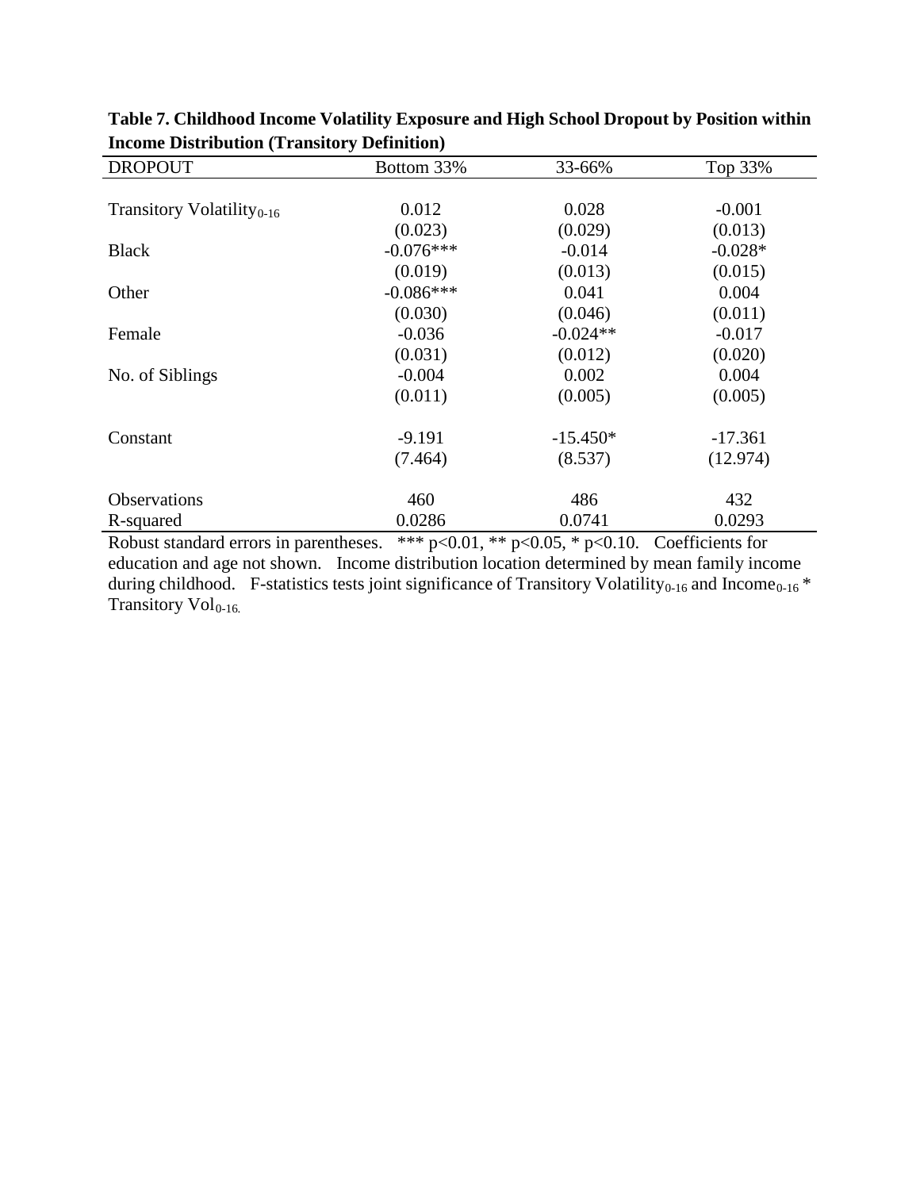**Table 7. Childhood Income Volatility Exposure and High School Dropout by Position within Income Distribution (Transitory Definition)**

| DROPOUT | Bottom 33% | 33-66% | Top 33% |
|---|---|---|---|
| Transitory Volatility$_{0\text{-}16}$ | 0.012 | 0.028 | -0.001 |
| | (0.023) | (0.029) | (0.013) |
| Black | -0.076*** | -0.014 | -0.028* |
| | (0.019) | (0.013) | (0.015) |
| Other | -0.086*** | 0.041 | 0.004 |
| | (0.030) | (0.046) | (0.011) |
| Female | -0.036 | -0.024** | -0.017 |
| | (0.031) | (0.012) | (0.020) |
| No. of Siblings | -0.004 | 0.002 | 0.004 |
| | (0.011) | (0.005) | (0.005) |
| Constant | -9.191 | -15.450* | -17.361 |
| | (7.464) | (8.537) | (12.974) |
| Observations | 460 | 486 | 432 |
| R-squared | 0.0286 | 0.0741 | 0.0293 |

Robust standard errors in parentheses. *** $p<0.01$, ** $p<0.05$, * $p<0.10$. Coefficients for education and age not shown. Income distribution location determined by mean family income during childhood. F-statistics tests joint significance of Transitory Volatility$_{0\text{-}16}$ and Income$_{0\text{-}16}$ * Transitory Vol$_{0\text{-}16.}$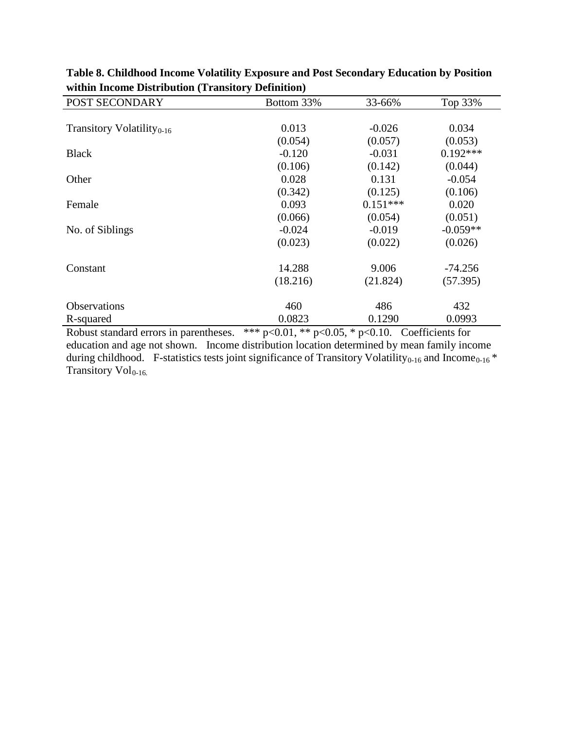**Table 8. Childhood Income Volatility Exposure and Post Secondary Education by Position within Income Distribution (Transitory Definition)**

| POST SECONDARY | Bottom 33% | 33-66% | Top 33% |
|---|---|---|---|
| Transitory Volatility$_{0\text{-}16}$ | 0.013 | -0.026 | 0.034 |
| | (0.054) | (0.057) | (0.053) |
| Black | -0.120 | -0.031 | 0.192*** |
| | (0.106) | (0.142) | (0.044) |
| Other | 0.028 | 0.131 | -0.054 |
| | (0.342) | (0.125) | (0.106) |
| Female | 0.093 | 0.151*** | 0.020 |
| | (0.066) | (0.054) | (0.051) |
| No. of Siblings | -0.024 | -0.019 | -0.059** |
| | (0.023) | (0.022) | (0.026) |
| Constant | 14.288 | 9.006 | -74.256 |
| | (18.216) | (21.824) | (57.395) |
| Observations | 460 | 486 | 432 |
| R-squared | 0.0823 | 0.1290 | 0.0993 |

Robust standard errors in parentheses. *** p<0.01, ** p<0.05, * p<0.10. Coefficients for education and age not shown. Income distribution location determined by mean family income during childhood. F-statistics tests joint significance of Transitory Volatility$_{0\text{-}16}$ and Income$_{0\text{-}16}$ * Transitory Vol$_{0\text{-}16.}$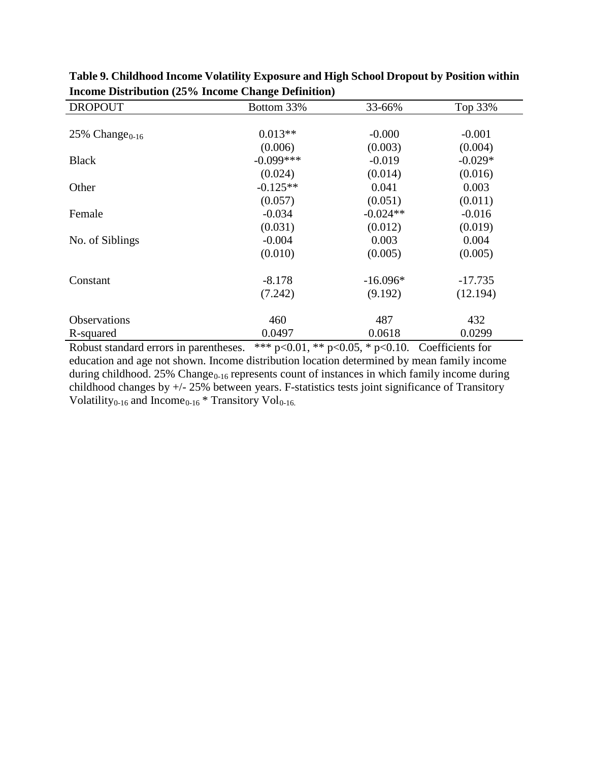**Table 9. Childhood Income Volatility Exposure and High School Dropout by Position within Income Distribution (25% Income Change Definition)**

| DROPOUT | Bottom 33% | 33-66% | Top 33% |
|---|---|---|---|
| 25% $\text{Change}_{0\text{-}16}$ | 0.013** | -0.000 | -0.001 |
| | (0.006) | (0.003) | (0.004) |
| Black | -0.099*** | -0.019 | -0.029* |
| | (0.024) | (0.014) | (0.016) |
| Other | -0.125** | 0.041 | 0.003 |
| | (0.057) | (0.051) | (0.011) |
| Female | -0.034 | -0.024** | -0.016 |
| | (0.031) | (0.012) | (0.019) |
| No. of Siblings | -0.004 | 0.003 | 0.004 |
| | (0.010) | (0.005) | (0.005) |
| Constant | -8.178 | -16.096* | -17.735 |
| | (7.242) | (9.192) | (12.194) |
| Observations | 460 | 487 | 432 |
| R-squared | 0.0497 | 0.0618 | 0.0299 |

Robust standard errors in parentheses. *** p<0.01, ** p<0.05, * p<0.10. Coefficients for education and age not shown. Income distribution location determined by mean family income during childhood. 25% $\text{Change}_{0\text{-}16}$ represents count of instances in which family income during childhood changes by +/- 25% between years. F-statistics tests joint significance of Transitory $\text{Volatility}_{0\text{-}16}$ and $\text{Income}_{0\text{-}16}$ * Transitory $\text{Vol}_{0\text{-}16}$.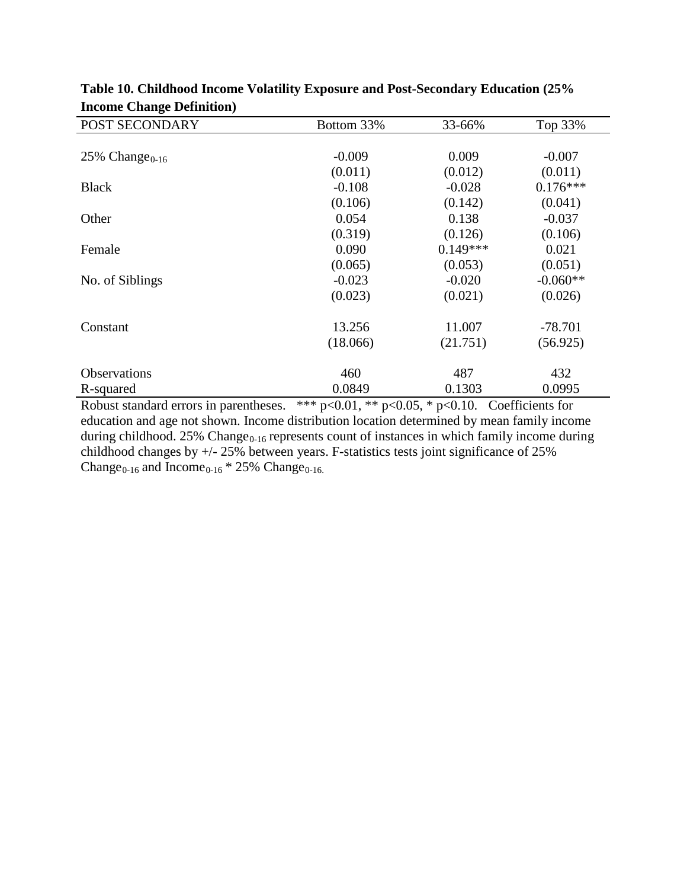**Table 10. Childhood Income Volatility Exposure and Post-Secondary Education (25% Income Change Definition)**

| POST SECONDARY | Bottom 33% | 33-66% | Top 33% |
|---|---|---|---|
| 25% $Change_{0\text{-}16}$ | -0.009 | 0.009 | -0.007 |
| | (0.011) | (0.012) | (0.011) |
| Black | -0.108 | -0.028 | 0.176*** |
| | (0.106) | (0.142) | (0.041) |
| Other | 0.054 | 0.138 | -0.037 |
| | (0.319) | (0.126) | (0.106) |
| Female | 0.090 | 0.149*** | 0.021 |
| | (0.065) | (0.053) | (0.051) |
| No. of Siblings | -0.023 | -0.020 | -0.060** |
| | (0.023) | (0.021) | (0.026) |
| Constant | 13.256 | 11.007 | -78.701 |
| | (18.066) | (21.751) | (56.925) |
| Observations | 460 | 487 | 432 |
| R-squared | 0.0849 | 0.1303 | 0.0995 |

Robust standard errors in parentheses. *** p<0.01, ** p<0.05, * p<0.10. Coefficients for education and age not shown. Income distribution location determined by mean family income during childhood. 25% $Change_{0\text{-}16}$ represents count of instances in which family income during childhood changes by +/- 25% between years. F-statistics tests joint significance of 25% $Change_{0\text{-}16}$ and $Income_{0\text{-}16}$ * 25% $Change_{0\text{-}16}$.